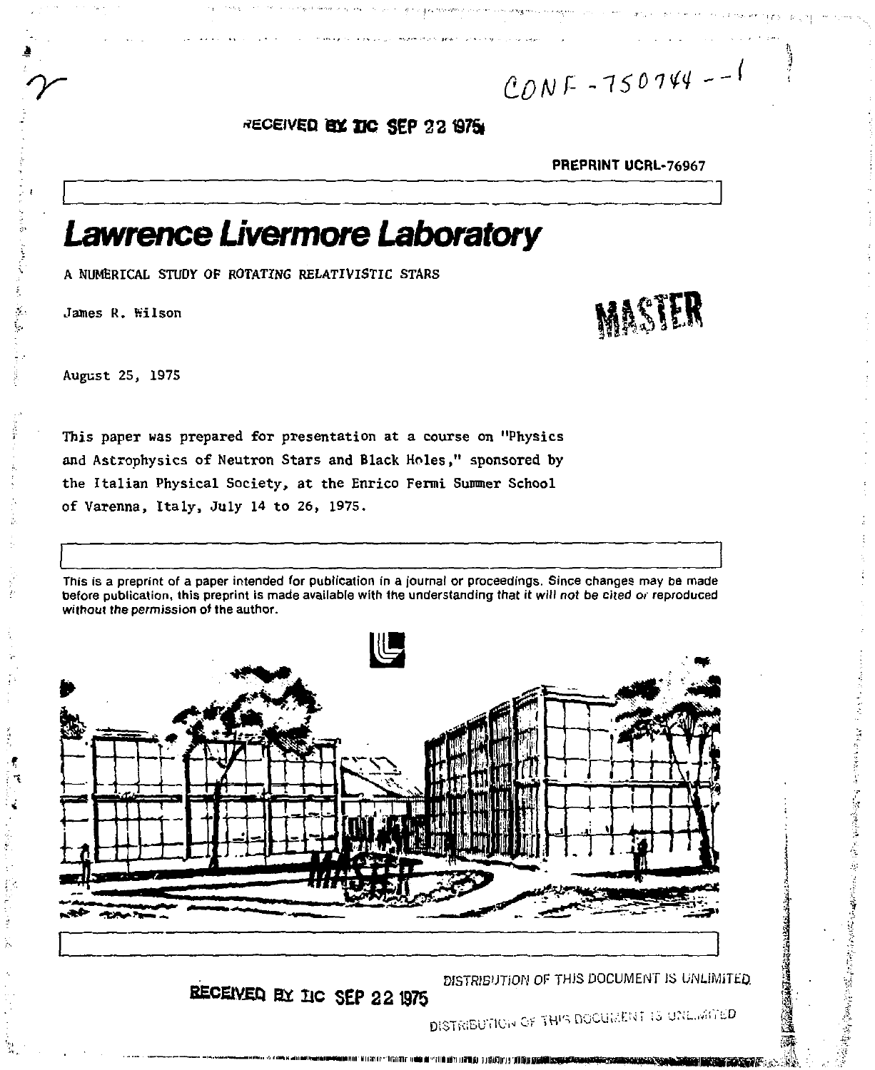CONF-750744--1

RECEIVED BY TIC SEP 22 1975

PREPRINT UCRL-76967

# Lawrence Livermore Laboratory

A NUMERICAL STUDY OF ROTATING RELATIVISTIC STARS

James R. Wilson

MASTER

August 25, 1975

This paper was prepared for presentation at a course on "Physics and Astrophysics of Neutron Stars and Black Holes," sponsored by the Italian Physical Society, at the Enrico Fermi Summer School of Varenna, Italy, July 14 to 26, 1975.

This is a preprint of a paper intended for publication in a journal or proceedings. Since changes may be made before publication, this preprint is made available with the understanding that it will not be cited or reproduced without the permission of the author.

RECEIVED BY TIC SEP 22 1975

DISTRIBUTION OF THIS DOCUMENT IS UNLIMITED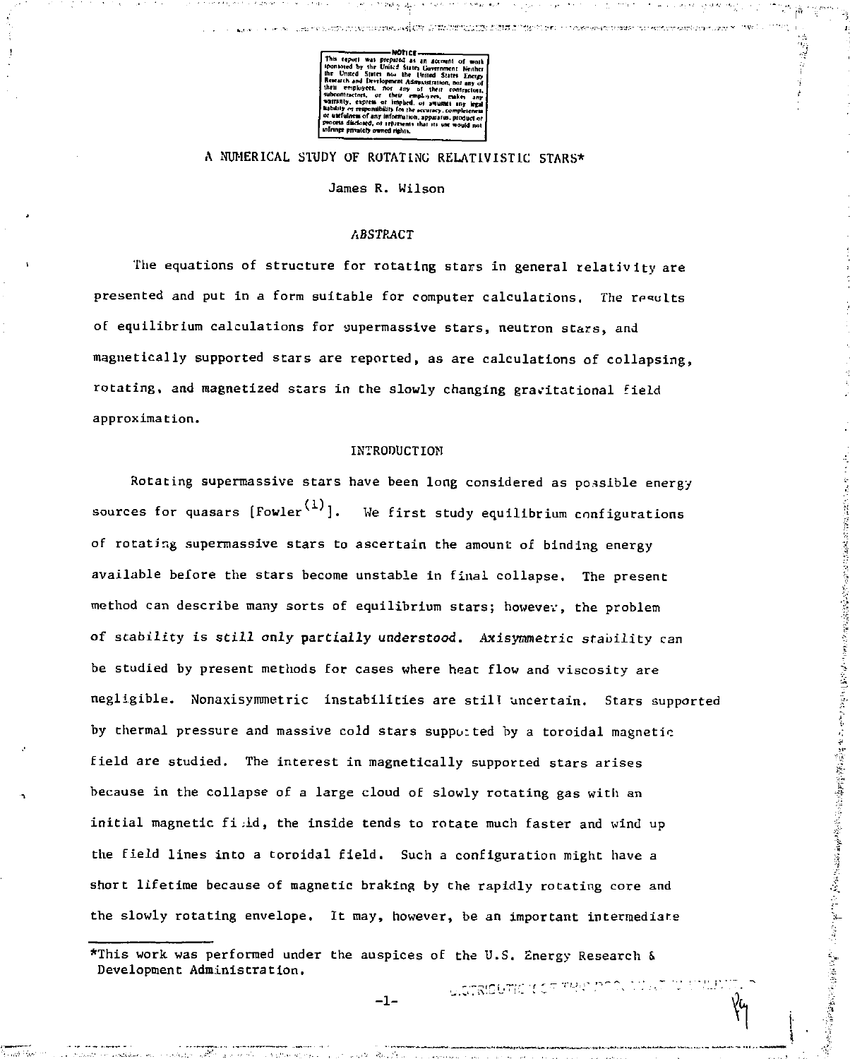NOTICE

This report was prepared as an account of work sponsored by the United States Government. Neither the United States nor the United States Energy Research and Development Administration, nor any of their employees, nor any of their contractors, subcontractors, or their employees, makes any warranty, express or implied, or assumes any legal liability or responsibility for the accuracy, completeness or usefulness of any information, apparatus, product or process disclosed, or represents that its use would not infringe privately owned rights.

# A NUMERICAL STUDY OF ROTATING RELATIVISTIC STARS*

James R. Wilson

## ABSTRACT

The equations of structure for rotating stars in general relativity are presented and put in a form suitable for computer calculations. The results of equilibrium calculations for supermassive stars, neutron stars, and magnetically supported stars are reported, as are calculations of collapsing, rotating, and magnetized stars in the slowly changing gravitational field approximation.

## INTRODUCTION

Rotating supermassive stars have been long considered as possible energy sources for quasars [Fowler[1]]. We first study equilibrium configurations of rotating supermassive stars to ascertain the amount of binding energy available before the stars become unstable in final collapse. The present method can describe many sorts of equilibrium stars; however, the problem of stability is still only partially understood. Axisymmetric stability can be studied by present methods for cases where heat flow and viscosity are negligible. Nonaxisymmetric instabilities are still uncertain. Stars supported by thermal pressure and massive cold stars supported by a toroidal magnetic field are studied. The interest in magnetically supported stars arises because in the collapse of a large cloud of slowly rotating gas with an initial magnetic field, the inside tends to rotate much faster and wind up the field lines into a toroidal field. Such a configuration might have a short lifetime because of magnetic braking by the rapidly rotating core and the slowly rotating envelope. It may, however, be an important intermediate

*This work was performed under the auspices of the U.S. Energy Research & Development Administration.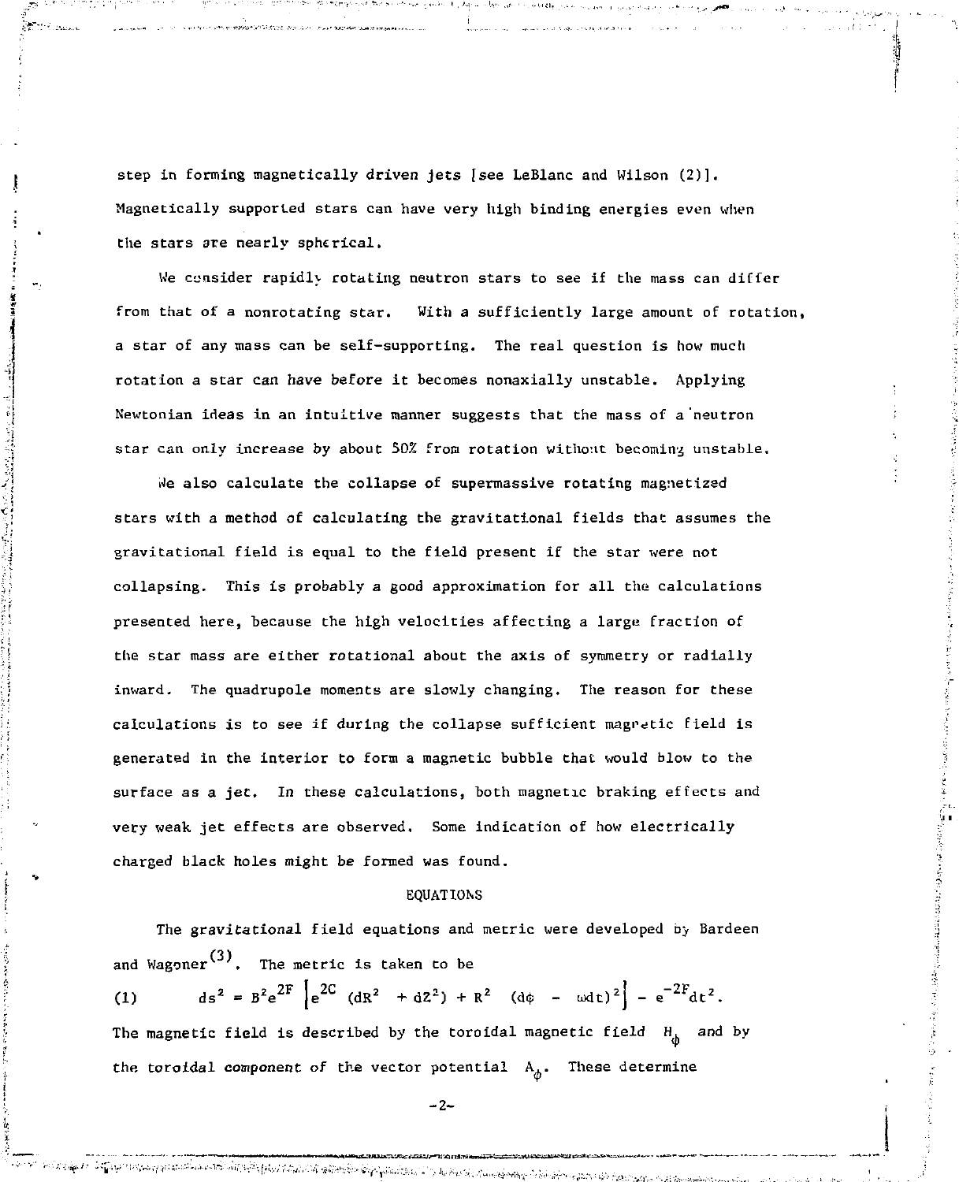step in forming magnetically driven jets [see LeBlanc and Wilson (2)]. Magnetically supported stars can have very high binding energies even when the stars are nearly spherical.

We consider rapidly rotating neutron stars to see if the mass can differ from that of a nonrotating star. With a sufficiently large amount of rotation, a star of any mass can be self-supporting. The real question is how much rotation a star can have before it becomes nonaxially unstable. Applying Newtonian ideas in an intuitive manner suggests that the mass of a neutron star can only increase by about 50% from rotation without becoming unstable.

We also calculate the collapse of supermassive rotating magnetized stars with a method of calculating the gravitational fields that assumes the gravitational field is equal to the field present if the star were not collapsing. This is probably a good approximation for all the calculations presented here, because the high velocities affecting a large fraction of the star mass are either rotational about the axis of symmetry or radially inward. The quadrupole moments are slowly changing. The reason for these calculations is to see if during the collapse sufficient magnetic field is generated in the interior to form a magnetic bubble that would blow to the surface as a jet. In these calculations, both magnetic braking effects and very weak jet effects are observed. Some indication of how electrically charged black holes might be formed was found.

## EQUATIONS

The gravitational field equations and metric were developed by Bardeen and Wagoner[3]. The metric is taken to be

$$ds^2 = B^2 e^{2F} \left[ e^{2C} \left( dR^2 + dZ^2 \right) + R^2 \left( d\phi - \omega dt \right)^2 \right] - e^{-2F} dt^2. \tag{1}$$

The magnetic field is described by the toroidal magnetic field $H_\phi$ and by the toroidal component of the vector potential $A_\phi$. These determine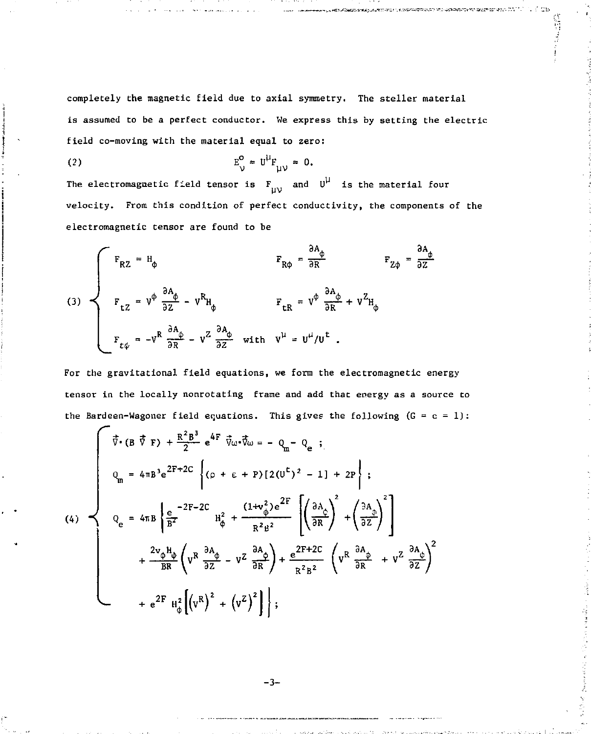completely the magnetic field due to axial symmetry. The steller material is assumed to be a perfect conductor. We express this by setting the electric field co-moving with the material equal to zero:

$$
E^{o}_{\nu} = U^{\mu} F_{\mu\nu} = 0. \tag{2}
$$

The electromagnetic field tensor is $F_{\mu\nu}$ and $U^{\mu}$ is the material four velocity. From this condition of perfect conductivity, the components of the electromagnetic tensor are found to be

$$
(3) \quad \begin{cases}
F_{RZ} = H_{\phi} \qquad F_{R\phi} = \dfrac{\partial A_{\phi}}{\partial R} \qquad F_{Z\phi} = \dfrac{\partial A_{\phi}}{\partial Z} \\[2ex]
F_{tZ} = v^{\phi} \dfrac{\partial A_{\phi}}{\partial Z} - v^{R} H_{\phi} \qquad F_{tR} = v^{\phi} \dfrac{\partial A_{\phi}}{\partial R} + v^{Z} H_{\phi} \\[2ex]
F_{t\phi} = -v^{R} \dfrac{\partial A_{\phi}}{\partial R} - v^{Z} \dfrac{\partial A_{\phi}}{\partial Z} \quad \text{with} \quad v^{\mu} = U^{\mu}/U^{t} .
\end{cases}
$$

For the gravitational field equations, we form the electromagnetic energy tensor in the locally nonrotating frame and add that energy as a source to the Bardeen-Wagoner field equations. This gives the following ($G = c = 1$):

$$
(4) \quad \begin{cases}
\vec{\nabla} \cdot (B \vec{\nabla} F) + \dfrac{R^2 B^3}{2} e^{4F} \vec{\nabla}\omega \cdot \vec{\nabla}\omega = - Q_m - Q_e ; \\[2ex]
Q_m = 4\pi B^3 e^{2F+2C} \left\{ (\rho + \varepsilon + P)[2(U^t)^2 - 1] + 2P \right\} ; \\[2ex]
Q_e = 4\pi B \left\{ \dfrac{e^{-2F-2C}}{B^2} H_{\phi}^2 + \dfrac{(1+v_{\phi}^2) e^{2F}}{R^2 B^2} \left[ \left( \dfrac{\partial A_{\phi}}{\partial R} \right)^2 + \left( \dfrac{\partial A_{\phi}}{\partial Z} \right)^2 \right] \right. \\[2ex]
\quad + \dfrac{2 v_{\phi} H_{\phi}}{BR} \left( v^{R} \dfrac{\partial A_{\phi}}{\partial Z} - v^{Z} \dfrac{\partial A_{\phi}}{\partial R} \right) + \dfrac{e^{2F+2C}}{R^2 B^2} \left( v^{R} \dfrac{\partial A_{\phi}}{\partial R} + v^{Z} \dfrac{\partial A_{\phi}}{\partial Z} \right)^2 \\[2ex]
\quad \left. + e^{2F} H_{\phi}^2 \left[ \left( v^{R} \right)^2 + \left( v^{Z} \right)^2 \right] \right\} ;
\end{cases}
$$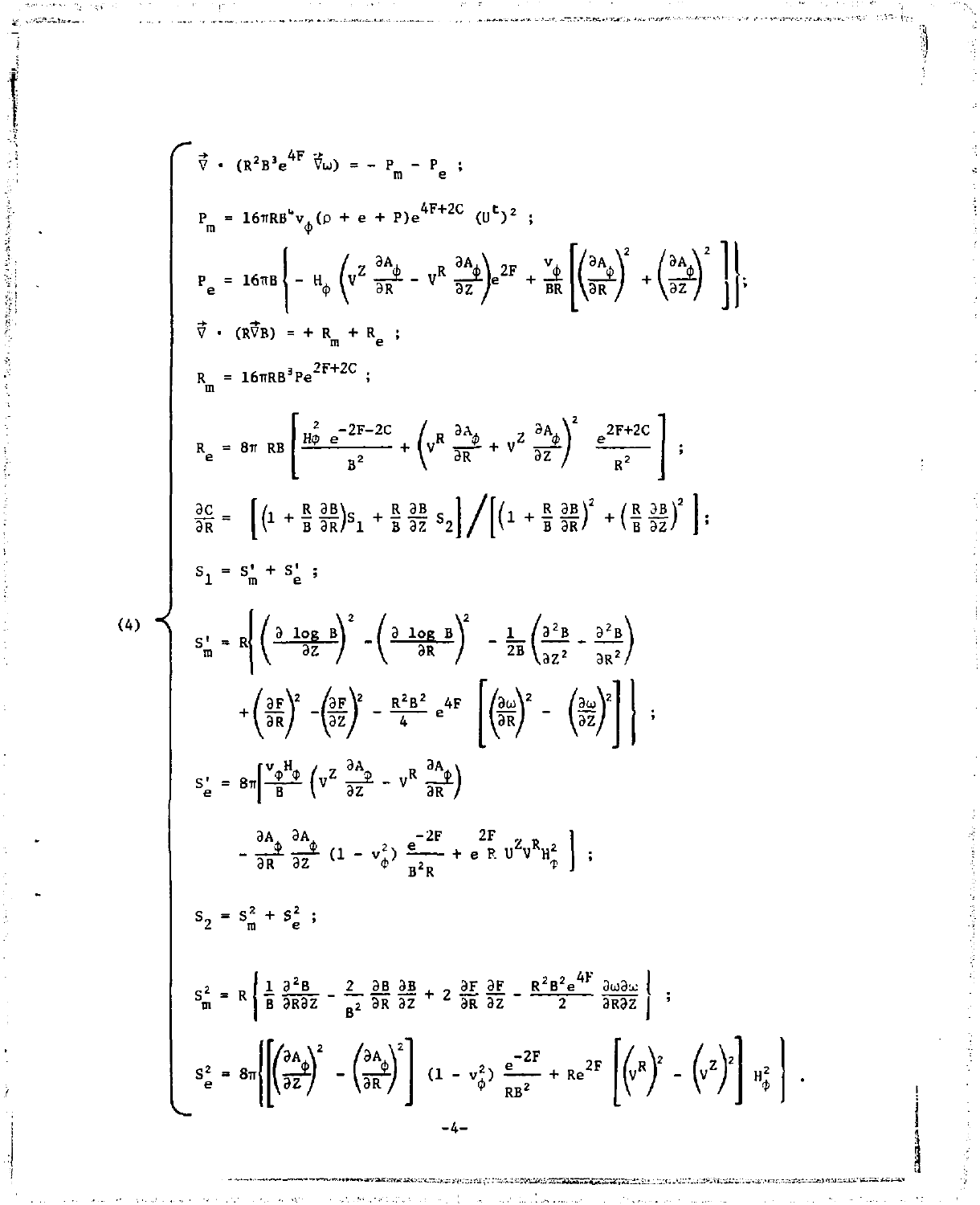(4)

$$\vec{\nabla} \cdot (R^2 B^3 e^{4F} \vec{\nabla}\omega) = - P_m - P_e \; ;$$

$$P_m = 16\pi R B^4 v_\phi (\rho + e + P) e^{4F+2C} (U^t)^2 \; ;$$

$$P_e = 16\pi B \left\{ - H_\phi \left( V^Z \frac{\partial A_\phi}{\partial R} - V^R \frac{\partial A_\phi}{\partial Z} \right) e^{2F} + \frac{v_\phi}{BR} \left[ \left( \frac{\partial A_\phi}{\partial R} \right)^2 + \left( \frac{\partial A_\phi}{\partial Z} \right)^2 \right] \right\} ;$$

$$\vec{\nabla} \cdot (R \vec{\nabla} B) = + R_m + R_e \; ;$$

$$R_m = 16\pi R B^3 P e^{2F+2C} \; ;$$

$$R_e = 8\pi \; RB \left[ \frac{H_\phi^2 \, e^{-2F-2C}}{B^2} + \left( V^R \frac{\partial A_\phi}{\partial R} + V^Z \frac{\partial A_\phi}{\partial Z} \right)^2 \frac{e^{2F+2C}}{R^2} \right] ;$$

$$\frac{\partial C}{\partial R} = \left[ \left( 1 + \frac{R}{B} \frac{\partial B}{\partial R} \right) S_1 + \frac{R}{B} \frac{\partial B}{\partial Z} S_2 \right] \Big/ \left[ \left( 1 + \frac{R}{B} \frac{\partial B}{\partial R} \right)^2 + \left( \frac{R}{B} \frac{\partial B}{\partial Z} \right)^2 \right] ;$$

$$S_1 = S_m^1 + S_e^1 \; ;$$

$$S_m^1 = R \left\{ \left( \frac{\partial \log B}{\partial Z} \right)^2 - \left( \frac{\partial \log B}{\partial R} \right)^2 - \frac{1}{2B} \left( \frac{\partial^2 B}{\partial Z^2} - \frac{\partial^2 B}{\partial R^2} \right) + \left( \frac{\partial F}{\partial R} \right)^2 - \left( \frac{\partial F}{\partial Z} \right)^2 - \frac{R^2 B^2}{4} e^{4F} \left[ \left( \frac{\partial \omega}{\partial R} \right)^2 - \left( \frac{\partial \omega}{\partial Z} \right)^2 \right] \right\} ;$$

$$S_e^1 = 8\pi \left[ \frac{v_\phi H_\phi}{B} \left( V^Z \frac{\partial A_\phi}{\partial Z} - V^R \frac{\partial A_\phi}{\partial R} \right) - \frac{\partial A_\phi}{\partial R} \frac{\partial A_\phi}{\partial Z} (1 - v_\phi^2) \frac{e^{-2F}}{B^2 R} + e^{2F} R \, U^Z V^R H_\phi^2 \right] ;$$

$$S_2 = S_m^2 + S_e^2 \; ;$$

$$S_m^2 = R \left\{ \frac{1}{B} \frac{\partial^2 B}{\partial R \partial Z} - \frac{2}{B^2} \frac{\partial B}{\partial R} \frac{\partial B}{\partial Z} + 2 \frac{\partial F}{\partial R} \frac{\partial F}{\partial Z} - \frac{R^2 B^2 e^{4F}}{2} \frac{\partial \omega \partial \omega}{\partial R \partial Z} \right\} ;$$

$$S_e^2 = 8\pi \left\{ \left[ \left( \frac{\partial A_\phi}{\partial Z} \right)^2 - \left( \frac{\partial A_\phi}{\partial R} \right)^2 \right] (1 - v_\phi^2) \frac{e^{-2F}}{RB^2} + R e^{2F} \left[ \left( V^R \right)^2 - \left( V^Z \right)^2 \right] H_\phi^2 \right\} .$$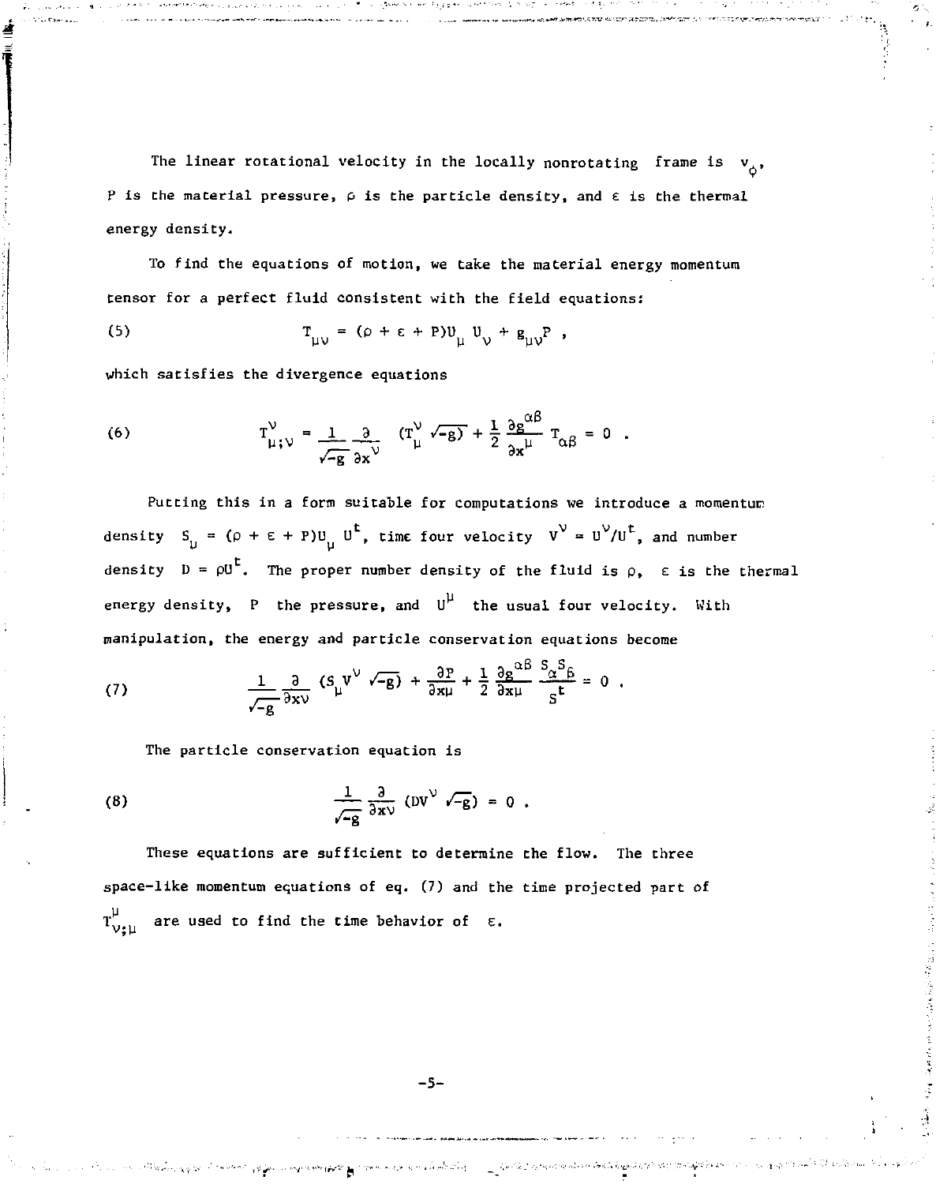The linear rotational velocity in the locally nonrotating frame is $v_\phi$, P is the material pressure, $\rho$ is the particle density, and $\varepsilon$ is the thermal energy density.

To find the equations of motion, we take the material energy momentum tensor for a perfect fluid consistent with the field equations:

$$T_{\mu\nu} = (\rho + \varepsilon + P)U_\mu U_\nu + g_{\mu\nu}P \ , \tag{5}$$

which satisfies the divergence equations

$$T^\nu_{\mu;\nu} = \frac{1}{\sqrt{-g}} \frac{\partial}{\partial x^\nu} (T^\nu_\mu \sqrt{-g}) + \frac{1}{2} \frac{\partial g^{\alpha\beta}}{\partial x^\mu} T_{\alpha\beta} = 0 \ . \tag{6}$$

Putting this in a form suitable for computations we introduce a momentum density $S_\mu = (\rho + \varepsilon + P)U_\mu U^t$, time four velocity $V^\nu = U^\nu/U^t$, and number density $D = \rho U^t$. The proper number density of the fluid is $\rho$, $\varepsilon$ is the thermal energy density, $P$ the pressure, and $U^\mu$ the usual four velocity. With manipulation, the energy and particle conservation equations become

$$\frac{1}{\sqrt{-g}} \frac{\partial}{\partial x\nu} (S_\mu V^\nu \sqrt{-g}) + \frac{\partial P}{\partial x\mu} + \frac{1}{2} \frac{\partial g^{\alpha\beta}}{\partial x\mu} \frac{S_\alpha S_\beta}{S^t} = 0 \ . \tag{7}$$

The particle conservation equation is

$$\frac{1}{\sqrt{-g}} \frac{\partial}{\partial x\nu} (DV^\nu \sqrt{-g}) = 0 \ . \tag{8}$$

These equations are sufficient to determine the flow. The three space-like momentum equations of eq. (7) and the time projected part of $T^\mu_{\nu;\mu}$ are used to find the time behavior of $\varepsilon$.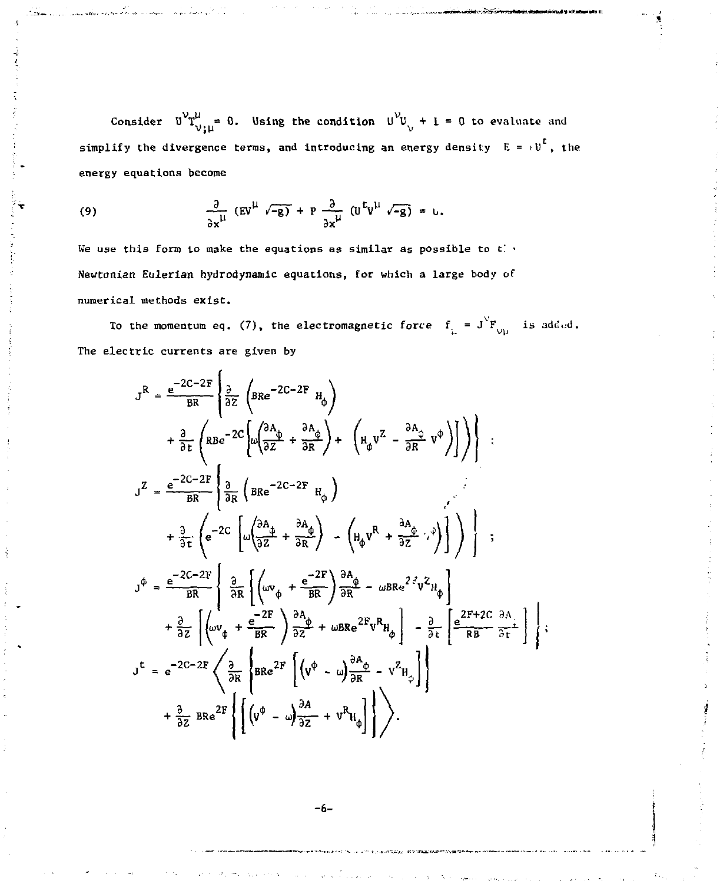Consider $U^\nu T^\mu_{\nu;\mu} = 0$. Using the condition $U^\nu U_\nu + 1 = 0$ to evaluate and simplify the divergence terms, and introducing an energy density $E = \epsilon U^t$, the energy equations become

$$
(9) \qquad \frac{\partial}{\partial x^\mu}\left(E V^\mu \sqrt{-g}\right) + P \frac{\partial}{\partial x^\mu}\left(U^t V^\mu \sqrt{-g}\right) = 0.
$$

We use this form to make the equations as similar as possible to the Newtonian Eulerian hydrodynamic equations, for which a large body of numerical methods exist.

To the momentum eq. (7), the electromagnetic force $f_\mu = J^\nu F_{\nu\mu}$ is added. The electric currents are given by

$$
J^R = \frac{e^{-2C-2F}}{BR}\left\{\frac{\partial}{\partial Z}\left(BRe^{-2C-2F} H_\phi\right) + \frac{\partial}{\partial t}\left(RBe^{-2C}\left[\omega\left(\frac{\partial A_\phi}{\partial Z} + \frac{\partial A_\phi}{\partial R}\right) + \left(H_\phi V^Z - \frac{\partial A_\phi}{\partial R} V^\phi\right)\right]\right)\right\} ;
$$

$$
J^Z = \frac{e^{-2C-2F}}{BR}\left\{\frac{\partial}{\partial R}\left(BRe^{-2C-2F} H_\phi\right) + \frac{\partial}{\partial t}\left(e^{-2C}\left[\omega\left(\frac{\partial A_\phi}{\partial Z} + \frac{\partial A_\phi}{\partial R}\right) - \left(H_\phi V^R + \frac{\partial A_\phi}{\partial Z} V^\phi\right)\right]\right)\right\} ;
$$

$$
J^\phi = \frac{e^{-2C-2F}}{BR}\left\{\frac{\partial}{\partial R}\left[\left(\omega v_\phi + \frac{e^{-2F}}{BR}\right)\frac{\partial A_\phi}{\partial R} - \omega BRe^{2F} V^Z H_\phi\right] + \frac{\partial}{\partial Z}\left[\left(\omega v_\phi + \frac{e^{-2F}}{BR}\right)\frac{\partial A_\phi}{\partial Z} + \omega BRe^{2F} V^R H_\phi\right] - \frac{\partial}{\partial t}\left[\frac{e^{2F+2C}}{RB}\frac{\partial A_t}{\partial t}\right]\right\} ;
$$

$$
J^t = e^{-2C-2F}\left\langle \frac{\partial}{\partial R}\left\{BRe^{2F}\left[\left(V^\phi - \omega\right)\frac{\partial A_\phi}{\partial R} - V^Z H_\phi\right]\right\} + \frac{\partial}{\partial Z} BRe^{2F}\left\{\left[\left(V^\phi - \omega\right)\frac{\partial A}{\partial Z} + V^R H_\phi\right]\right\}\right\rangle .
$$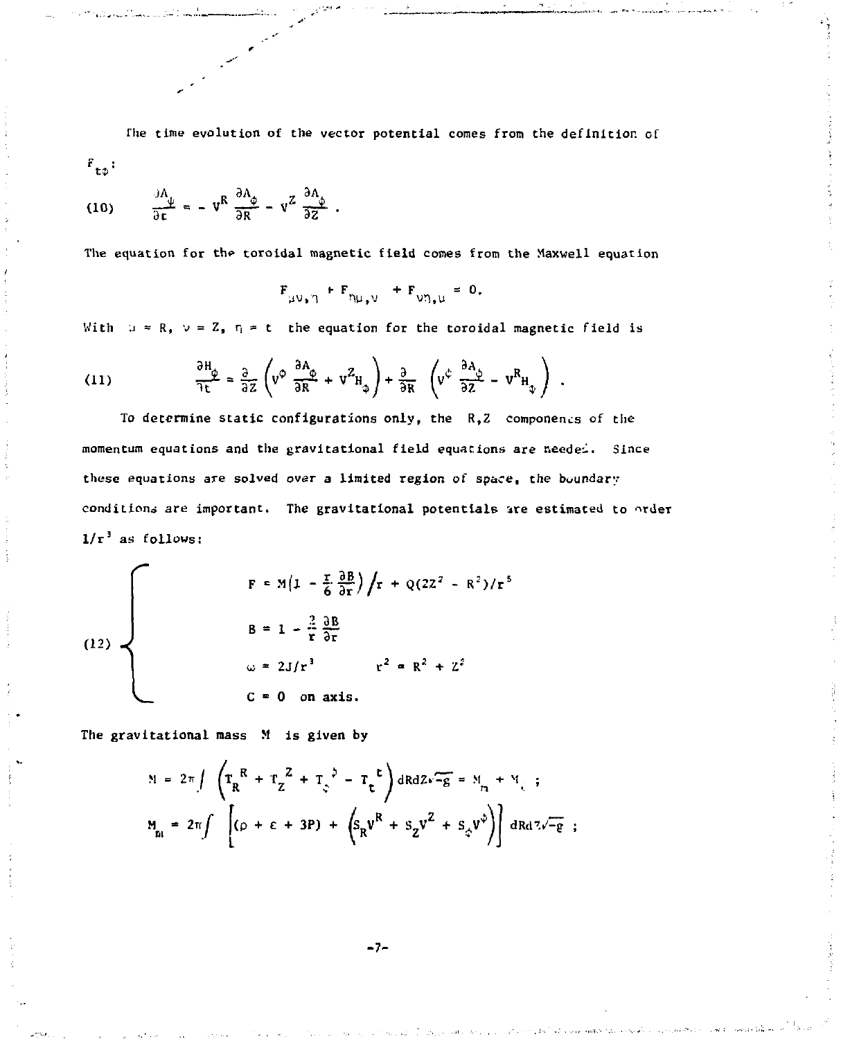The time evolution of the vector potential comes from the definition of $F_{t\phi}$:

$$(10) \qquad \frac{\partial A_\phi}{\partial t} = - V^R \frac{\partial A_\phi}{\partial R} - V^Z \frac{\partial A_\phi}{\partial Z} .$$

The equation for the toroidal magnetic field comes from the Maxwell equation

$$F_{\mu\nu,\eta} + F_{\eta\mu,\nu} + F_{\nu\eta,\mu} = 0.$$

With $\mu = R$, $\nu = Z$, $\eta = t$ the equation for the toroidal magnetic field is

$$(11) \qquad \frac{\partial H_\phi}{\partial t} = \frac{\partial}{\partial Z}\left(V^\phi \frac{\partial A_\phi}{\partial R} + V^Z H_\phi\right) + \frac{\partial}{\partial R}\left(V^\phi \frac{\partial A_\phi}{\partial Z} - V^R H_\phi\right) .$$

To determine static configurations only, the $R,Z$ components of the momentum equations and the gravitational field equations are needed. Since these equations are solved over a limited region of space, the boundary conditions are important. The gravitational potentials are estimated to order $1/r^3$ as follows:

$$(12) \qquad \begin{cases} F = M\left(1 - \frac{r}{6}\frac{\partial B}{\partial r}\right)\Big/ r + Q(2Z^2 - R^2)/r^5 \\ B = 1 - \frac{2}{r}\frac{\partial B}{\partial r} \\ \omega = 2J/r^3 \qquad\qquad r^2 = R^2 + Z^2 \\ C = 0 \quad \text{on axis.} \end{cases}$$

The gravitational mass $M$ is given by

$$M = 2\pi \int \left(T_R{}^R + T_Z{}^Z + T_\phi{}^\phi - T_t{}^t\right) dRdZ\sqrt{-g} = M_m + M_\epsilon \; ;$$

$$M_m = 2\pi \int \left[(\rho + \epsilon + 3P) + \left(S_R V^R + S_Z V^Z + S_\phi V^\phi\right)\right] dRdZ\sqrt{-g} \; ;$$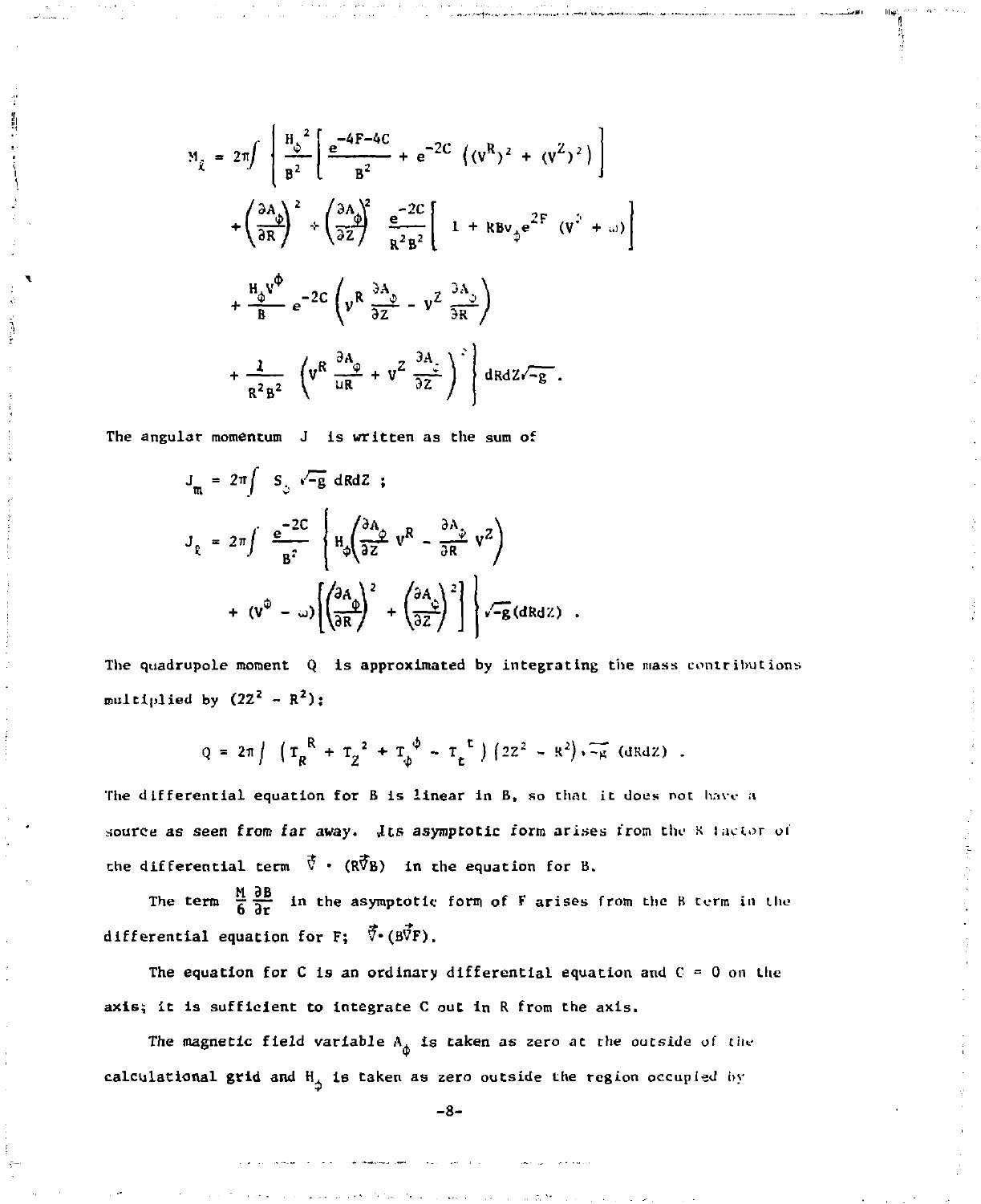$$M_\ell = 2\pi\int \left\{ \frac{H_\phi{}^2}{B^2}\left[ \frac{e^{-4F-4C}}{B^2} + e^{-2C}\left((v^R)^2 + (v^Z)^2\right)\right] \right.$$

$$+ \left(\frac{\partial A_\phi}{\partial R}\right)^2 + \left(\frac{\partial A_\phi}{\partial Z}\right)^2 \frac{e^{-2C}}{R^2B^2}\left[ 1 + RBv_\phi e^{2F}\,(v^\phi + \omega)\right]$$

$$+ \frac{H_\phi v^\phi}{B} e^{-2C}\left(v^R \frac{\partial A_\phi}{\partial Z} - v^Z \frac{\partial A_\phi}{\partial R}\right)$$

$$\left. + \frac{1}{R^2B^2}\left(v^R \frac{\partial A_\phi}{\partial R} + v^Z \frac{\partial A_\phi}{\partial Z}\right)^2 \right\} dRdZ\sqrt{-g}\ .$$

The angular momentum $J$ is written as the sum of

$$J_m = 2\pi\int S_\phi \sqrt{-g}\ dRdZ\ ;$$

$$J_\ell = 2\pi\int \frac{e^{-2C}}{B^2}\left\{ H_\phi\left(\frac{\partial A_\phi}{\partial Z} v^R - \frac{\partial A_\phi}{\partial R} v^Z\right)\right.$$

$$\left. + (v^\phi - \omega)\left[\left(\frac{\partial A_\phi}{\partial R}\right)^2 + \left(\frac{\partial A_\phi}{\partial Z}\right)^2\right]\right\}\sqrt{-g}(dRdZ)\ .$$

The quadrupole moment $Q$ is approximated by integrating the mass contributions multiplied by $(2Z^2 - R^2)$;

$$Q = 2\pi\int \left(T_R{}^R + T_Z{}^Z + T_\phi{}^\phi - T_t{}^t\right)\left(2Z^2 - R^2\right)\sqrt{-g}\ (dRdZ)\ .$$

The differential equation for $B$ is linear in $B$, so that it does not have a source as seen from far away. Its asymptotic form arises from the $R$ factor of the differential term $\vec{\nabla}\cdot(R\vec{\nabla}B)$ in the equation for $B$.

The term $\frac{M}{6}\frac{\partial B}{\partial r}$ in the asymptotic form of $F$ arises from the $B$ term in the differential equation for $F$; $\vec{\nabla}\cdot(B\vec{\nabla}F)$.

The equation for $C$ is an ordinary differential equation and $C = 0$ on the axis; it is sufficient to integrate $C$ out in $R$ from the axis.

The magnetic field variable $A_\phi$ is taken as zero at the outside of the calculational grid and $H_\phi$ is taken as zero outside the region occupied by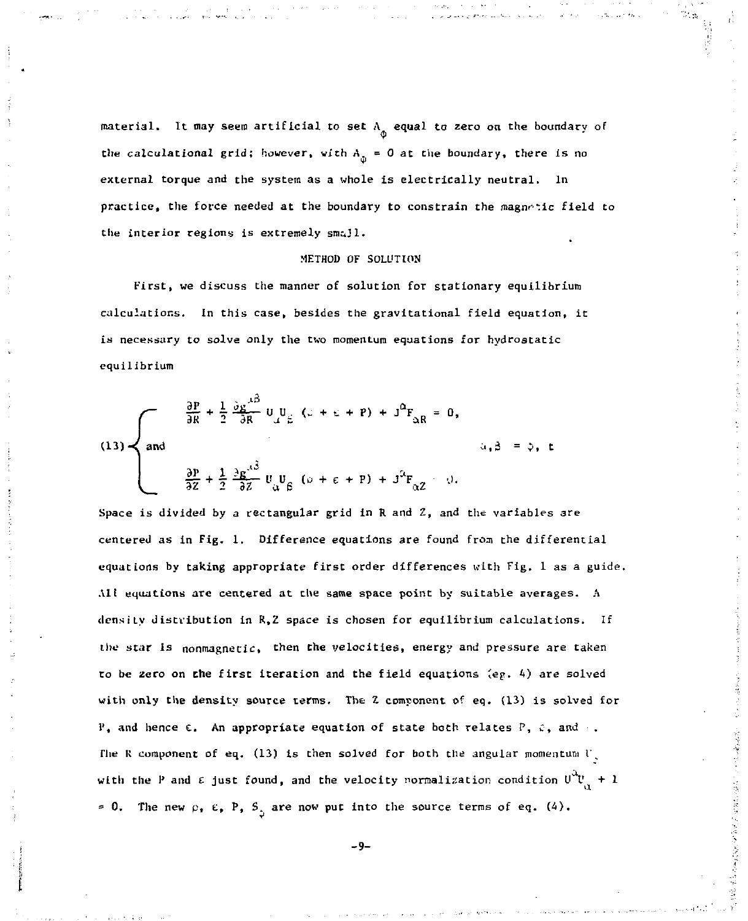material. It may seem artificial to set $A_\phi$ equal to zero on the boundary of the calculational grid; however, with $A_\phi = 0$ at the boundary, there is no external torque and the system as a whole is electrically neutral. In practice, the force needed at the boundary to constrain the magnetic field to the interior regions is extremely small.

## METHOD OF SOLUTION

First, we discuss the manner of solution for stationary equilibrium calculations. In this case, besides the gravitational field equation, it is necessary to solve only the two momentum equations for hydrostatic equilibrium

$$
(13)\quad
\begin{cases}
\dfrac{\partial P}{\partial R} + \dfrac{1}{2}\dfrac{\partial g^{\alpha\beta}}{\partial R} U_\alpha U_\beta (\rho + \varepsilon + P) + J^\alpha F_{\alpha R} = 0, \\[2ex]
\text{and} \qquad\qquad\qquad\qquad\qquad\qquad\qquad\qquad \alpha,\beta = \phi,\ t \\[2ex]
\dfrac{\partial P}{\partial Z} + \dfrac{1}{2}\dfrac{\partial g^{\alpha\beta}}{\partial Z} U_\alpha U_\beta (\rho + \varepsilon + P) + J^\alpha F_{\alpha Z} = 0.
\end{cases}
$$

Space is divided by a rectangular grid in R and Z, and the variables are centered as in Fig. 1. Difference equations are found from the differential equations by taking appropriate first order differences with Fig. 1 as a guide. All equations are centered at the same space point by suitable averages. A density distribution in R,Z space is chosen for equilibrium calculations. If the star is nonmagnetic, then the velocities, energy and pressure are taken to be zero on the first iteration and the field equations (eq. 4) are solved with only the density source terms. The Z component of eq. (13) is solved for P, and hence $\varepsilon$. An appropriate equation of state both relates P, $\varepsilon$, and $\rho$. The R component of eq. (13) is then solved for both the angular momentum $U_\phi$ with the P and $\varepsilon$ just found, and the velocity normalization condition $U^\alpha U_\alpha + 1 = 0$. The new $\rho$, $\varepsilon$, P, $S_\phi$ are now put into the source terms of eq. (4).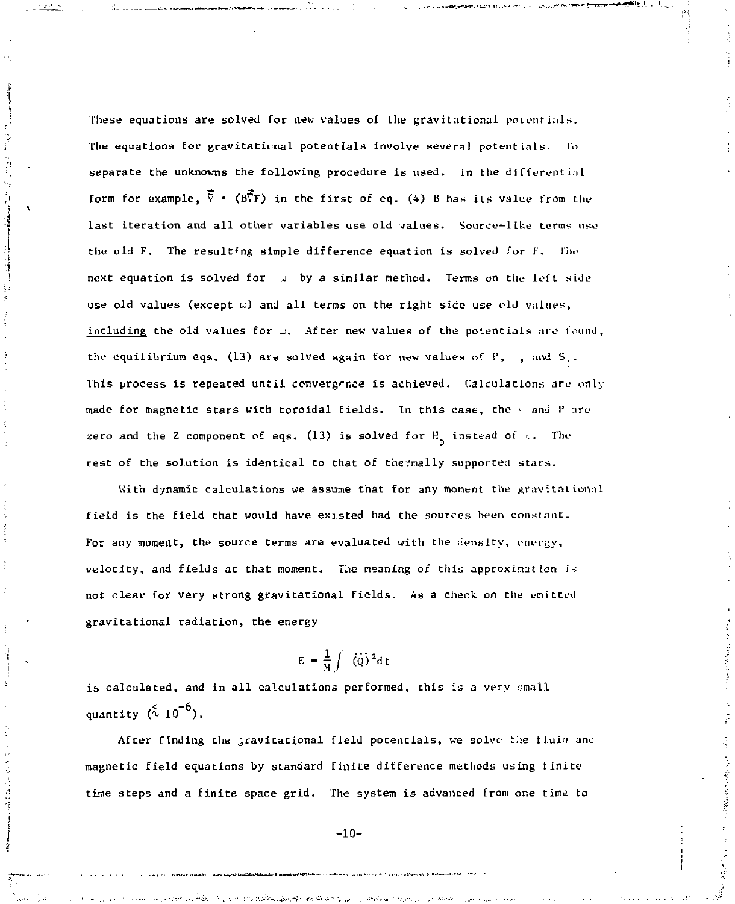These equations are solved for new values of the gravitational potentials. The equations for gravitational potentials involve several potentials. To separate the unknowns the following procedure is used. In the differential form for example, $\vec{\nabla} \cdot (B\vec{\nabla}F)$ in the first of eq. (4) B has its value from the last iteration and all other variables use old values. Source-like terms use the old F. The resulting simple difference equation is solved for F. The next equation is solved for $\omega$ by a similar method. Terms on the left side use old values (except $\omega$) and all terms on the right side use old values, including the old values for $\omega$. After new values of the potentials are found, the equilibrium eqs. (13) are solved again for new values of P, $\cdot$, and $S_{\cdot}$. This process is repeated until convergence is achieved. Calculations are only made for magnetic stars with toroidal fields. In this case, the $\cdot$ and P are zero and the Z component of eqs. (13) is solved for $H_{\phi}$ instead of $\cdot$. The rest of the solution is identical to that of thermally supported stars.

With dynamic calculations we assume that for any moment the gravitational field is the field that would have existed had the sources been constant. For any moment, the source terms are evaluated with the density, energy, velocity, and fields at that moment. The meaning of this approximation is not clear for very strong gravitational fields. As a check on the emitted gravitational radiation, the energy

$$E = \frac{1}{M} \int (\dddot{Q})^2 dt$$

is calculated, and in all calculations performed, this is a very small quantity ($\lesssim 10^{-6}$).

After finding the gravitational field potentials, we solve the fluid and magnetic field equations by standard finite difference methods using finite time steps and a finite space grid. The system is advanced from one time to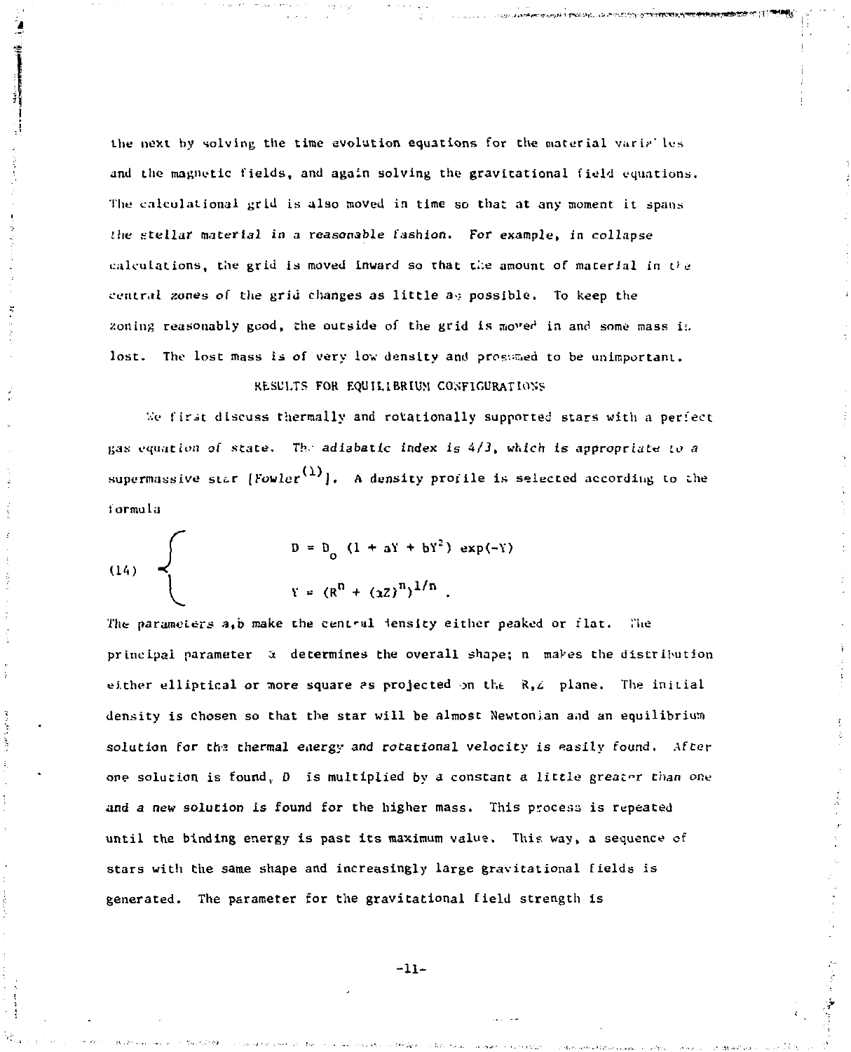the next by solving the time evolution equations for the material variables and the magnetic fields, and again solving the gravitational field equations. The calculational grid is also moved in time so that at any moment it spans the stellar material in a reasonable fashion. For example, in collapse calculations, the grid is moved inward so that the amount of material in the central zones of the grid changes as little as possible. To keep the zoning reasonably good, the outside of the grid is moved in and some mass is lost. The lost mass is of very low density and presumed to be unimportant.

## RESULTS FOR EQUILIBRIUM CONFIGURATIONS

We first discuss thermally and rotationally supported stars with a perfect gas equation of state. The adiabatic index is 4/3, which is appropriate to a supermassive star [Fowler[1]]. A density profile is selected according to the formula

$$
(14) \quad \begin{cases} D = D_o \, (1 + aY + bY^2) \exp(-Y) \\ Y = (R^n + (\alpha Z)^n)^{1/n} \, . \end{cases}
$$

The parameters a,b make the central density either peaked or flat. The principal parameter $\alpha$ determines the overall shape; n makes the distribution either elliptical or more square as projected on the R,Z plane. The initial density is chosen so that the star will be almost Newtonian and an equilibrium solution for the thermal energy and rotational velocity is easily found. After one solution is found, D is multiplied by a constant a little greater than one and a new solution is found for the higher mass. This process is repeated until the binding energy is past its maximum value. This way, a sequence of stars with the same shape and increasingly large gravitational fields is generated. The parameter for the gravitational field strength is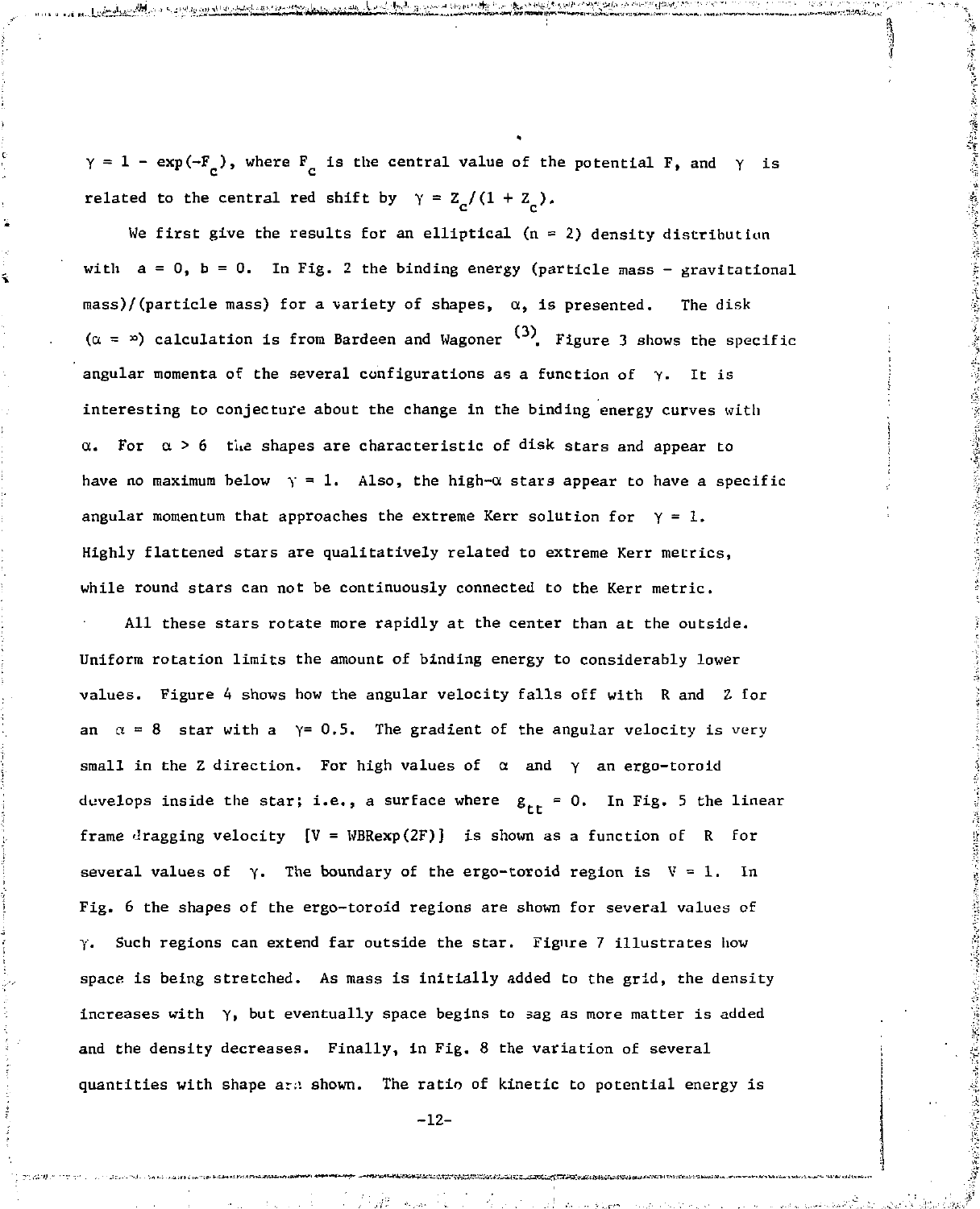$\gamma = 1 - \exp(-F_c)$, where $F_c$ is the central value of the potential F, and $\gamma$ is related to the central red shift by $\gamma = Z_c/(1 + Z_c)$.

We first give the results for an elliptical (n = 2) density distribution with a = 0, b = 0. In Fig. 2 the binding energy (particle mass - gravitational mass)/(particle mass) for a variety of shapes, $\alpha$, is presented. The disk ($\alpha = \infty$) calculation is from Bardeen and Wagoner [(3)]. Figure 3 shows the specific angular momenta of the several configurations as a function of $\gamma$. It is interesting to conjecture about the change in the binding energy curves with $\alpha$. For $\alpha > 6$ the shapes are characteristic of disk stars and appear to have no maximum below $\gamma = 1$. Also, the high-$\alpha$ stars appear to have a specific angular momentum that approaches the extreme Kerr solution for $\gamma = 1$. Highly flattened stars are qualitatively related to extreme Kerr metrics, while round stars can not be continuously connected to the Kerr metric.

All these stars rotate more rapidly at the center than at the outside. Uniform rotation limits the amount of binding energy to considerably lower values. Figure 4 shows how the angular velocity falls off with R and Z for an $\alpha = 8$ star with a $\gamma = 0.5$. The gradient of the angular velocity is very small in the Z direction. For high values of $\alpha$ and $\gamma$ an ergo-toroid develops inside the star; i.e., a surface where $g_{tt} = 0$. In Fig. 5 the linear frame dragging velocity $[V = WBR\exp(2F)]$ is shown as a function of R for several values of $\gamma$. The boundary of the ergo-toroid region is $V = 1$. In Fig. 6 the shapes of the ergo-toroid regions are shown for several values of $\gamma$. Such regions can extend far outside the star. Figure 7 illustrates how space is being stretched. As mass is initially added to the grid, the density increases with $\gamma$, but eventually space begins to sag as more matter is added and the density decreases. Finally, in Fig. 8 the variation of several quantities with shape are shown. The ratio of kinetic to potential energy is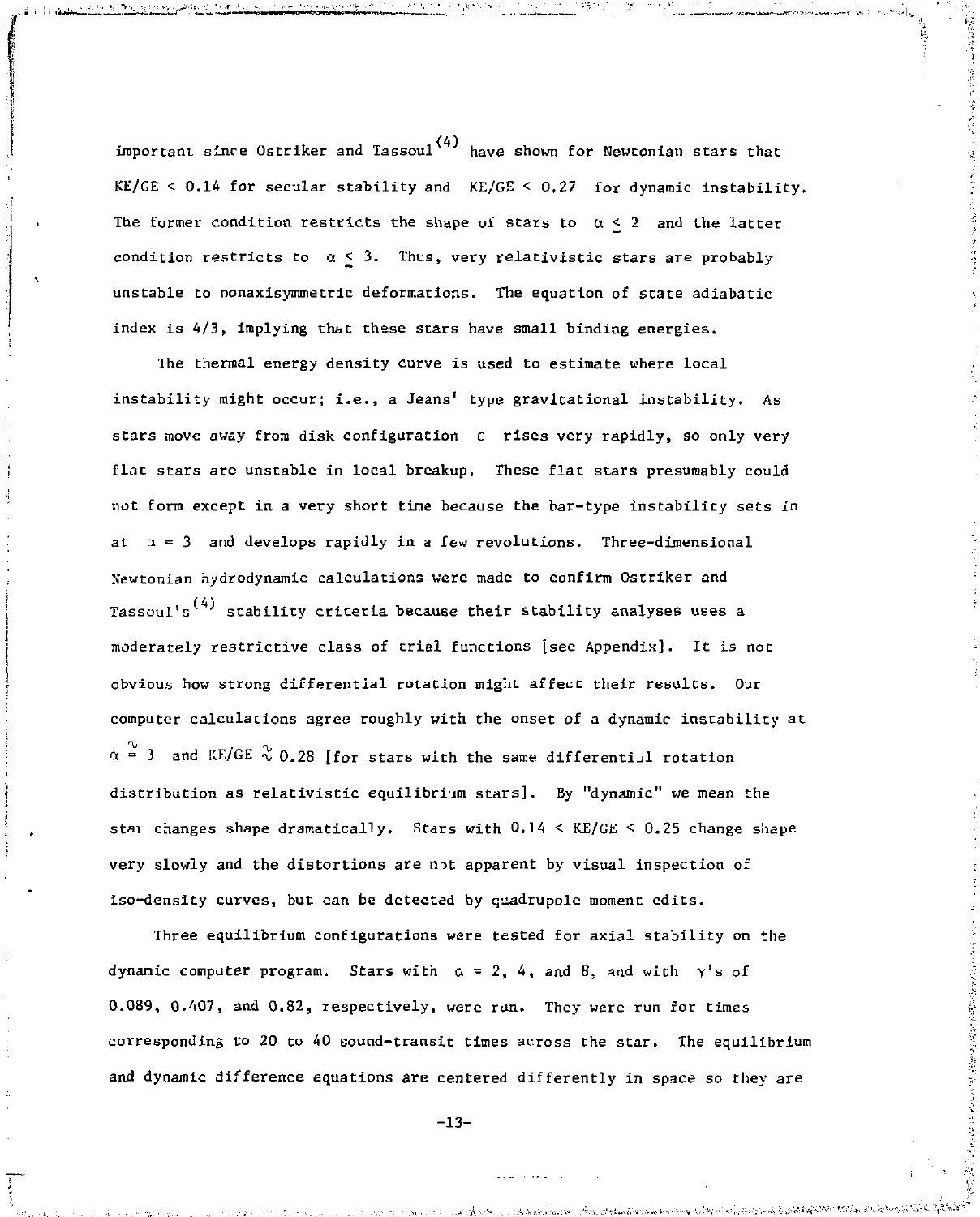important since Ostriker and Tassoul[4] have shown for Newtonian stars that KE/GE < 0.14 for secular stability and KE/GE < 0.27 for dynamic instability. The former condition restricts the shape of stars to $\alpha \lesssim 2$ and the latter condition restricts to $\alpha \lesssim 3$. Thus, very relativistic stars are probably unstable to nonaxisymmetric deformations. The equation of state adiabatic index is 4/3, implying that these stars have small binding energies.

The thermal energy density curve is used to estimate where local instability might occur; i.e., a Jeans' type gravitational instability. As stars move away from disk configuration $\epsilon$ rises very rapidly, so only very flat stars are unstable in local breakup. These flat stars presumably could not form except in a very short time because the bar-type instability sets in at $\alpha = 3$ and develops rapidly in a few revolutions. Three-dimensional Newtonian hydrodynamic calculations were made to confirm Ostriker and Tassoul's[4] stability criteria because their stability analyses uses a moderately restrictive class of trial functions [see Appendix]. It is not obvious how strong differential rotation might affect their results. Our computer calculations agree roughly with the onset of a dynamic instability at $\alpha \simeq 3$ and KE/GE $\approx$ 0.28 [for stars with the same differential rotation distribution as relativistic equilibrium stars]. By "dynamic" we mean the star changes shape dramatically. Stars with 0.14 < KE/GE < 0.25 change shape very slowly and the distortions are not apparent by visual inspection of iso-density curves, but can be detected by quadrupole moment edits.

Three equilibrium configurations were tested for axial stability on the dynamic computer program. Stars with $\alpha$ = 2, 4, and 8, and with $\gamma$'s of 0.089, 0.407, and 0.82, respectively, were run. They were run for times corresponding to 20 to 40 sound-transit times across the star. The equilibrium and dynamic difference equations are centered differently in space so they are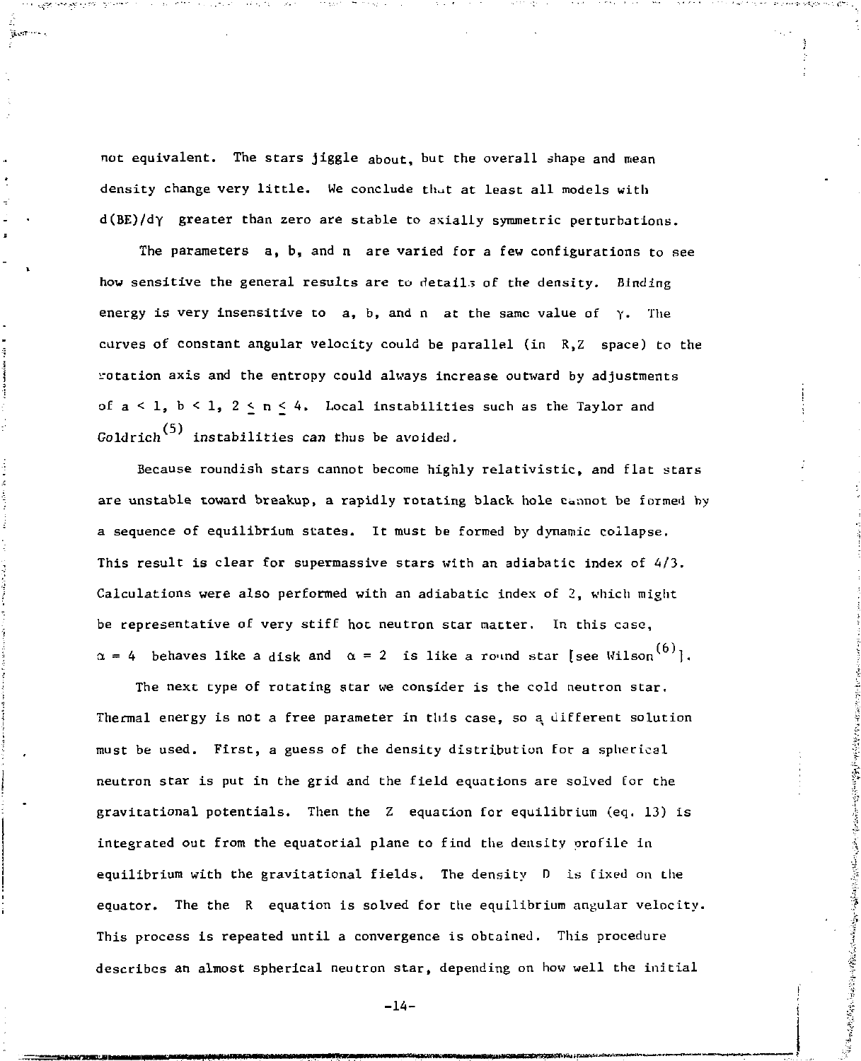not equivalent. The stars jiggle about, but the overall shape and mean density change very little. We conclude that at least all models with $d(BE)/d\gamma$ greater than zero are stable to axially symmetric perturbations.

The parameters a, b, and n are varied for a few configurations to see how sensitive the general results are to details of the density. Binding energy is very insensitive to a, b, and n at the same value of $\gamma$. The curves of constant angular velocity could be parallel (in R,Z space) to the rotation axis and the entropy could always increase outward by adjustments of $a < 1$, $b < 1$, $2 \leq n \leq 4$. Local instabilities such as the Taylor and Goldrich[5] instabilities can thus be avoided.

Because roundish stars cannot become highly relativistic, and flat stars are unstable toward breakup, a rapidly rotating black hole cannot be formed by a sequence of equilibrium states. It must be formed by dynamic collapse. This result is clear for supermassive stars with an adiabatic index of 4/3. Calculations were also performed with an adiabatic index of 2, which might be representative of very stiff hot neutron star matter. In this case, $\alpha = 4$ behaves like a disk and $\alpha = 2$ is like a round star [see Wilson[6]].

The next type of rotating star we consider is the cold neutron star. Thermal energy is not a free parameter in this case, so a different solution must be used. First, a guess of the density distribution for a spherical neutron star is put in the grid and the field equations are solved for the gravitational potentials. Then the Z equation for equilibrium (eq. 13) is integrated out from the equatorial plane to find the density profile in equilibrium with the gravitational fields. The density D is fixed on the equator. The the R equation is solved for the equilibrium angular velocity. This process is repeated until a convergence is obtained. This procedure describes an almost spherical neutron star, depending on how well the initial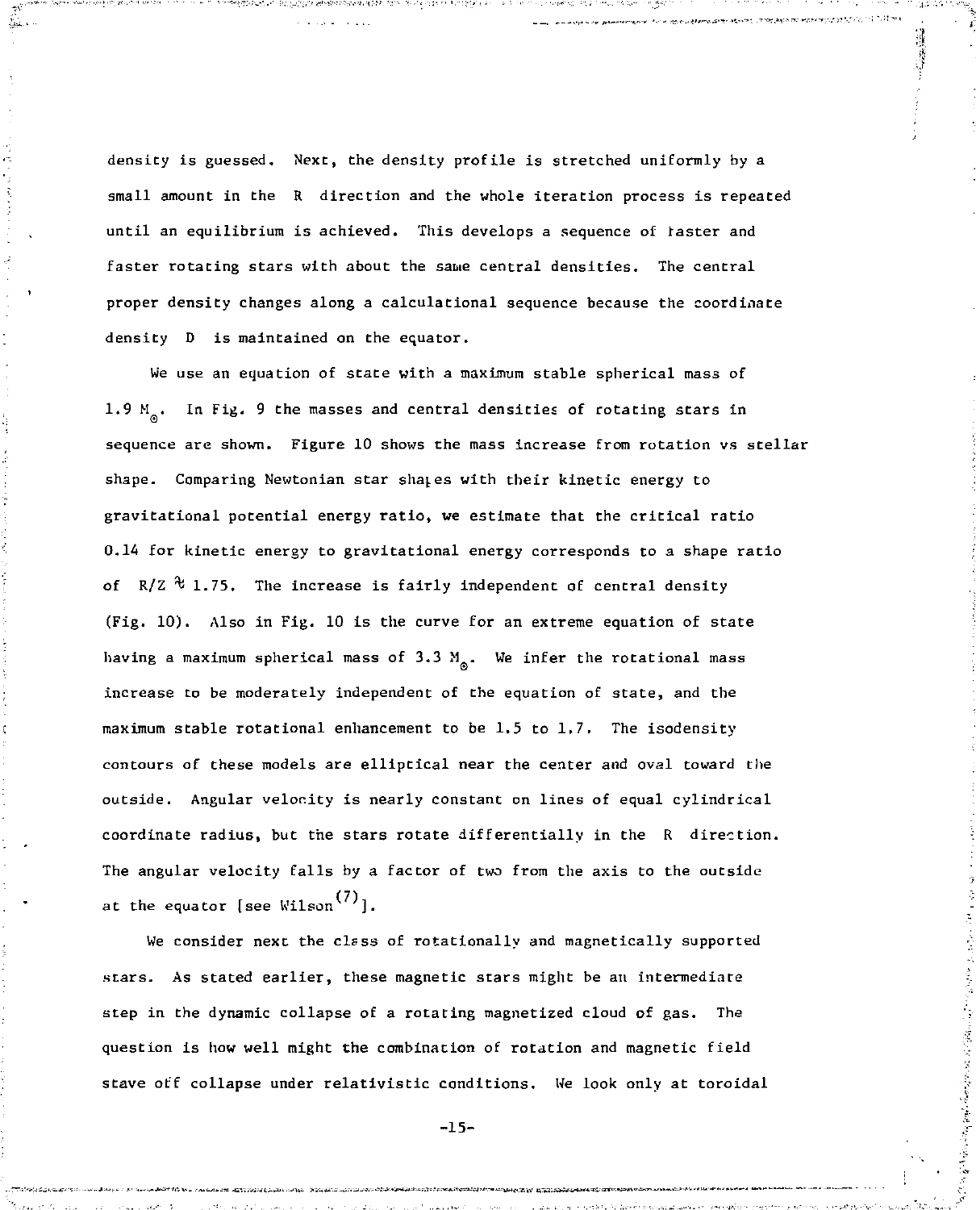density is guessed. Next, the density profile is stretched uniformly by a small amount in the R direction and the whole iteration process is repeated until an equilibrium is achieved. This develops a sequence of faster and faster rotating stars with about the same central densities. The central proper density changes along a calculational sequence because the coordinate density D is maintained on the equator.

We use an equation of state with a maximum stable spherical mass of 1.9 $M_{\odot}$. In Fig. 9 the masses and central densities of rotating stars in sequence are shown. Figure 10 shows the mass increase from rotation vs stellar shape. Comparing Newtonian star shapes with their kinetic energy to gravitational potential energy ratio, we estimate that the critical ratio 0.14 for kinetic energy to gravitational energy corresponds to a shape ratio of $R/Z \approx 1.75$. The increase is fairly independent of central density (Fig. 10). Also in Fig. 10 is the curve for an extreme equation of state having a maximum spherical mass of 3.3 $M_{\odot}$. We infer the rotational mass increase to be moderately independent of the equation of state, and the maximum stable rotational enhancement to be 1.5 to 1.7. The isodensity contours of these models are elliptical near the center and oval toward the outside. Angular velocity is nearly constant on lines of equal cylindrical coordinate radius, but the stars rotate differentially in the R direction. The angular velocity falls by a factor of two from the axis to the outside at the equator [see Wilson[7]].

We consider next the class of rotationally and magnetically supported stars. As stated earlier, these magnetic stars might be an intermediate step in the dynamic collapse of a rotating magnetized cloud of gas. The question is how well might the combination of rotation and magnetic field stave off collapse under relativistic conditions. We look only at toroidal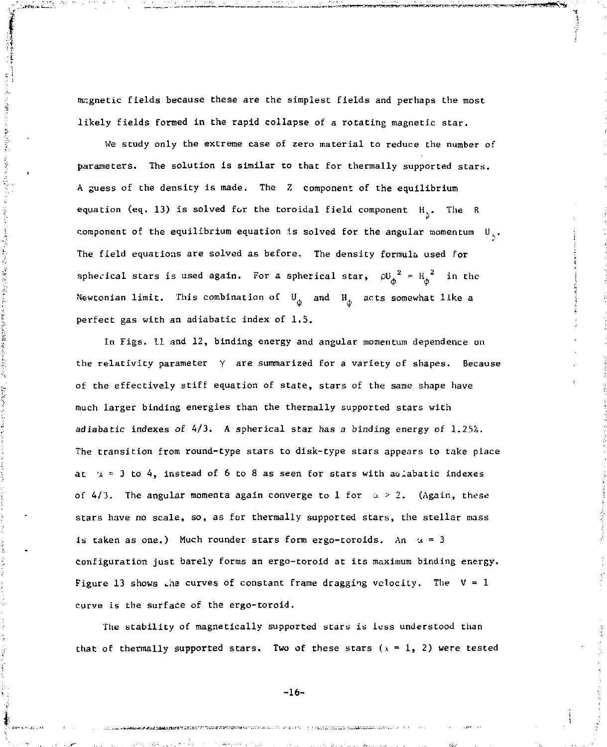magnetic fields because these are the simplest fields and perhaps the most likely fields formed in the rapid collapse of a rotating magnetic star.

We study only the extreme case of zero material to reduce the number of parameters. The solution is similar to that for thermally supported stars. A guess of the density is made. The $Z$ component of the equilibrium equation (eq. 13) is solved for the toroidal field component $H_\phi$. The $R$ component of the equilibrium equation is solved for the angular momentum $U_\phi$. The field equations are solved as before. The density formula used for spherical stars is used again. For a spherical star, $\rho U_\phi{}^2 = H_\phi{}^2$ in the Newtonian limit. This combination of $U_\phi$ and $H_\phi$ acts somewhat like a perfect gas with an adiabatic index of 1.5.

In Figs. 11 and 12, binding energy and angular momentum dependence on the relativity parameter $\gamma$ are summarized for a variety of shapes. Because of the effectively stiff equation of state, stars of the same shape have much larger binding energies than the thermally supported stars with adiabatic indexes of 4/3. A spherical star has a binding energy of 1.25%. The transition from round-type stars to disk-type stars appears to take place at $\alpha = 3$ to 4, instead of 6 to 8 as seen for stars with adiabatic indexes of 4/3. The angular momenta again converge to 1 for $\alpha > 2$. (Again, these stars have no scale, so, as for thermally supported stars, the stellar mass is taken as one.) Much rounder stars form ergo-toroids. An $\alpha = 3$ configuration just barely forms an ergo-toroid at its maximum binding energy. Figure 13 shows the curves of constant frame dragging velocity. The $V = 1$ curve is the surface of the ergo-toroid.

The stability of magnetically supported stars is less understood than that of thermally supported stars. Two of these stars ($\alpha = 1, 2$) were tested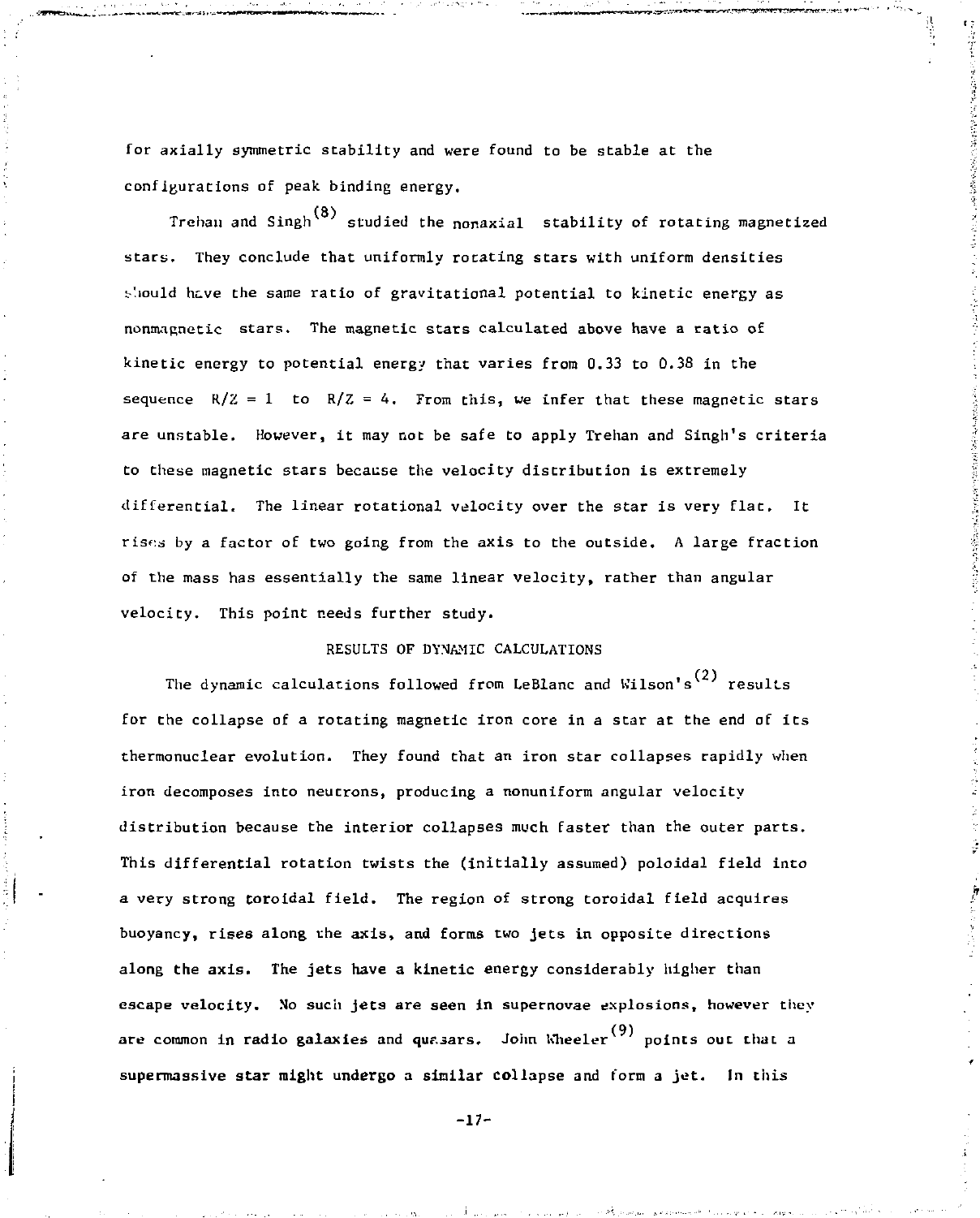for axially symmetric stability and were found to be stable at the configurations of peak binding energy.

Trehan and Singh[8] studied the nonaxial stability of rotating magnetized stars. They conclude that uniformly rotating stars with uniform densities should have the same ratio of gravitational potential to kinetic energy as nonmagnetic stars. The magnetic stars calculated above have a ratio of kinetic energy to potential energy that varies from 0.33 to 0.38 in the sequence $R/Z = 1$ to $R/Z = 4$. From this, we infer that these magnetic stars are unstable. However, it may not be safe to apply Trehan and Singh's criteria to these magnetic stars because the velocity distribution is extremely differential. The linear rotational velocity over the star is very flat. It rises by a factor of two going from the axis to the outside. A large fraction of the mass has essentially the same linear velocity, rather than angular velocity. This point needs further study.

## RESULTS OF DYNAMIC CALCULATIONS

The dynamic calculations followed from LeBlanc and Wilson's[2] results for the collapse of a rotating magnetic iron core in a star at the end of its thermonuclear evolution. They found that an iron star collapses rapidly when iron decomposes into neutrons, producing a nonuniform angular velocity distribution because the interior collapses much faster than the outer parts. This differential rotation twists the (initially assumed) poloidal field into a very strong toroidal field. The region of strong toroidal field acquires buoyancy, rises along the axis, and forms two jets in opposite directions along the axis. The jets have a kinetic energy considerably higher than escape velocity. No such jets are seen in supernovae explosions, however they are common in radio galaxies and quasars. John Wheeler[9] points out that a supermassive star might undergo a similar collapse and form a jet. In this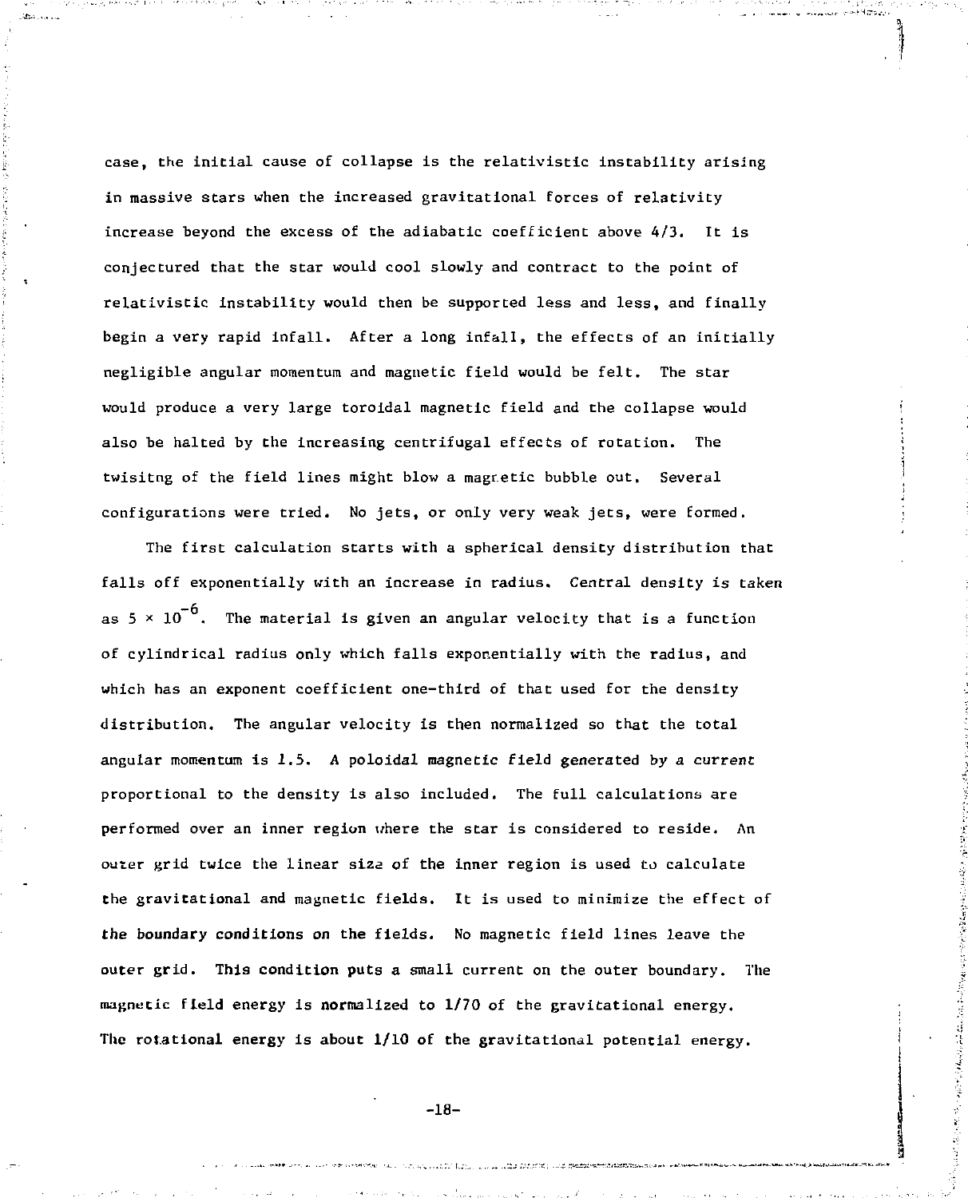case, the initial cause of collapse is the relativistic instability arising in massive stars when the increased gravitational forces of relativity increase beyond the excess of the adiabatic coefficient above 4/3. It is conjectured that the star would cool slowly and contract to the point of relativistic instability would then be supported less and less, and finally begin a very rapid infall. After a long infall, the effects of an initially negligible angular momentum and magnetic field would be felt. The star would produce a very large toroidal magnetic field and the collapse would also be halted by the increasing centrifugal effects of rotation. The twisitng of the field lines might blow a magnetic bubble out. Several configurations were tried. No jets, or only very weak jets, were formed.

The first calculation starts with a spherical density distribution that falls off exponentially with an increase in radius. Central density is taken as $5 \times 10^{-6}$. The material is given an angular velocity that is a function of cylindrical radius only which falls exponentially with the radius, and which has an exponent coefficient one-third of that used for the density distribution. The angular velocity is then normalized so that the total angular momentum is 1.5. A poloidal magnetic field generated by a current proportional to the density is also included. The full calculations are performed over an inner region where the star is considered to reside. An outer grid twice the linear size of the inner region is used to calculate the gravitational and magnetic fields. It is used to minimize the effect of the boundary conditions on the fields. No magnetic field lines leave the outer grid. This condition puts a small current on the outer boundary. The magnetic field energy is normalized to 1/70 of the gravitational energy. The rotational energy is about 1/10 of the gravitational potential energy.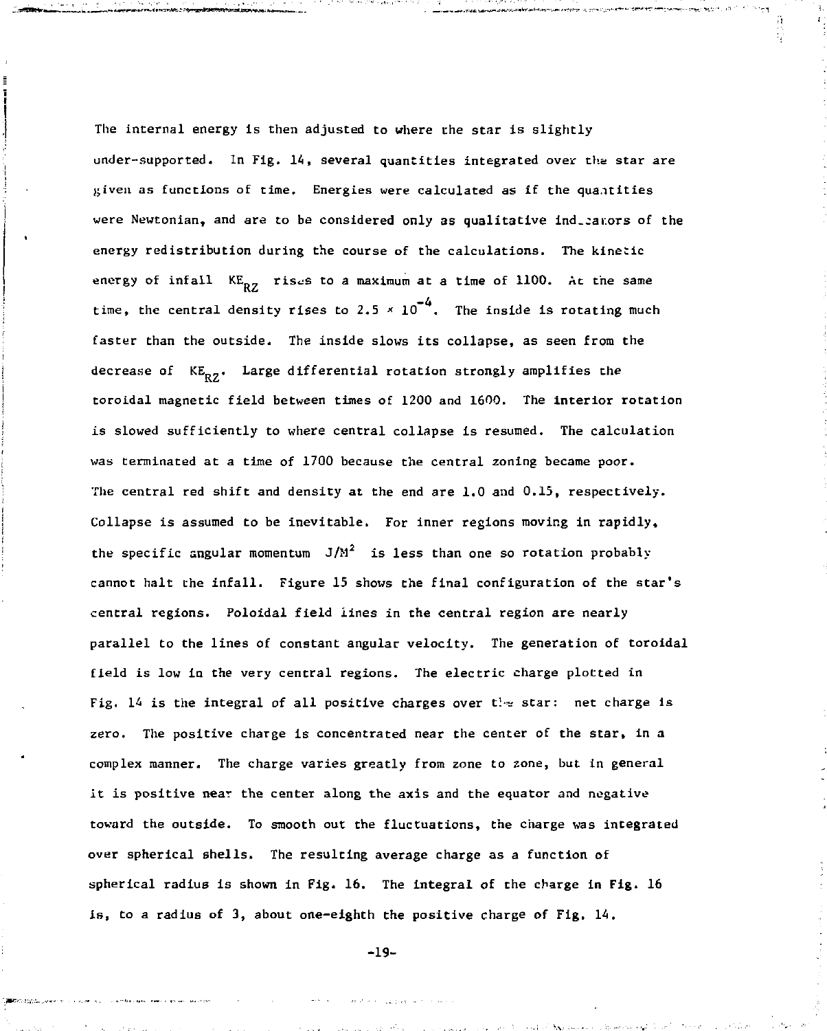The internal energy is then adjusted to where the star is slightly under-supported. In Fig. 14, several quantities integrated over the star are given as functions of time. Energies were calculated as if the quantities were Newtonian, and are to be considered only as qualitative indicators of the energy redistribution during the course of the calculations. The kinetic energy of infall $KE_{RZ}$ rises to a maximum at a time of 1100. At the same time, the central density rises to $2.5 \times 10^{-4}$. The inside is rotating much faster than the outside. The inside slows its collapse, as seen from the decrease of $KE_{RZ}$. Large differential rotation strongly amplifies the toroidal magnetic field between times of 1200 and 1600. The interior rotation is slowed sufficiently to where central collapse is resumed. The calculation was terminated at a time of 1700 because the central zoning became poor. The central red shift and density at the end are 1.0 and 0.15, respectively. Collapse is assumed to be inevitable. For inner regions moving in rapidly, the specific angular momentum $J/M^2$ is less than one so rotation probably cannot halt the infall. Figure 15 shows the final configuration of the star's central regions. Poloidal field lines in the central region are nearly parallel to the lines of constant angular velocity. The generation of toroidal field is low in the very central regions. The electric charge plotted in Fig. 14 is the integral of all positive charges over the star: net charge is zero. The positive charge is concentrated near the center of the star, in a complex manner. The charge varies greatly from zone to zone, but in general it is positive near the center along the axis and the equator and negative toward the outside. To smooth out the fluctuations, the charge was integrated over spherical shells. The resulting average charge as a function of spherical radius is shown in Fig. 16. The integral of the charge in Fig. 16 is, to a radius of 3, about one-eighth the positive charge of Fig. 14.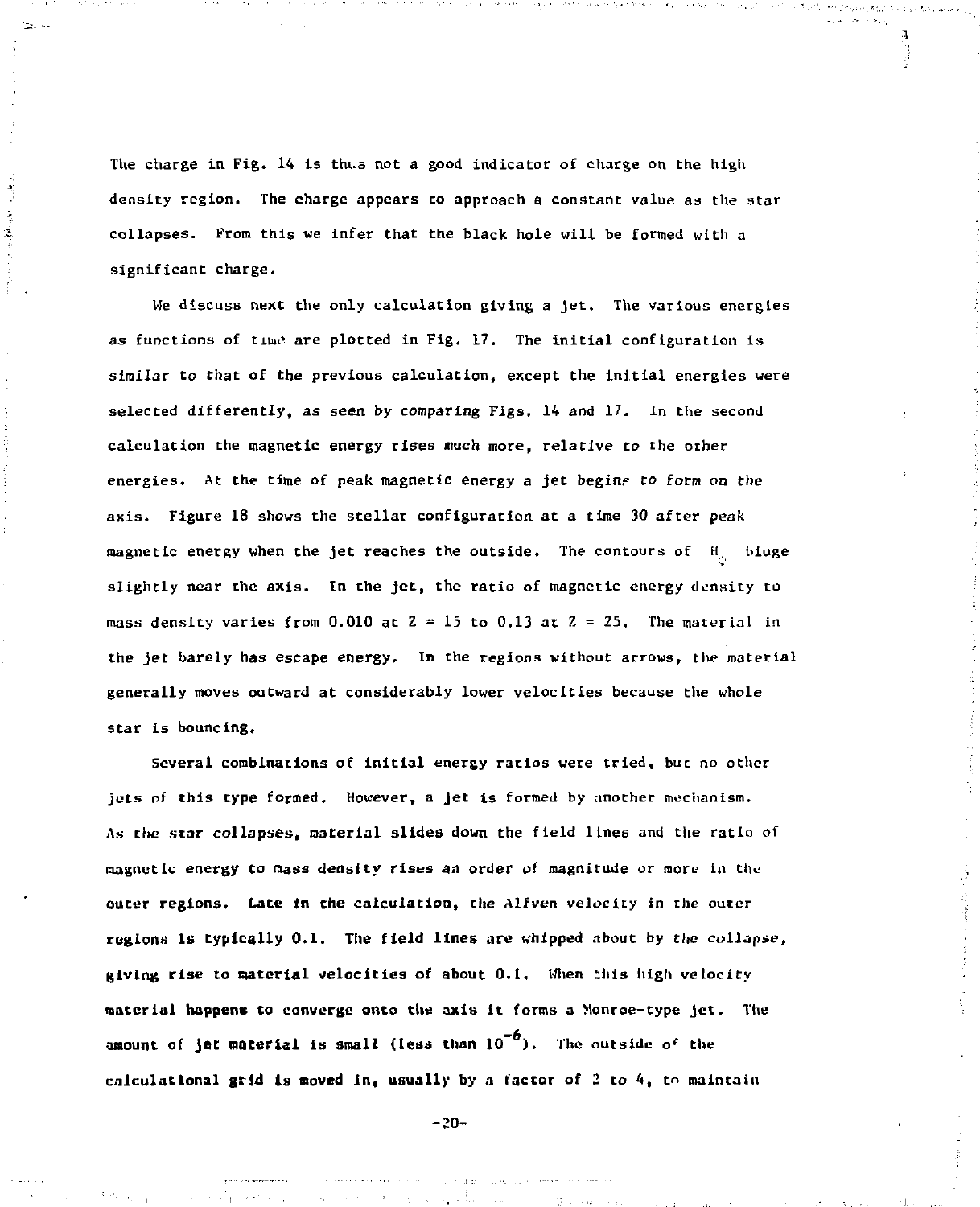The charge in Fig. 14 is thus not a good indicator of charge on the high density region. The charge appears to approach a constant value as the star collapses. From this we infer that the black hole will be formed with a significant charge.

We discuss next the only calculation giving a jet. The various energies as functions of time are plotted in Fig. 17. The initial configuration is similar to that of the previous calculation, except the initial energies were selected differently, as seen by comparing Figs. 14 and 17. In the second calculation the magnetic energy rises much more, relative to the other energies. At the time of peak magnetic energy a jet begins to form on the axis. Figure 18 shows the stellar configuration at a time 30 after peak magnetic energy when the jet reaches the outside. The contours of $H_\phi$ bulge slightly near the axis. In the jet, the ratio of magnetic energy density to mass density varies from 0.010 at $Z = 15$ to 0.13 at $Z = 25$. The material in the jet barely has escape energy. In the regions without arrows, the material generally moves outward at considerably lower velocities because the whole star is bouncing.

Several combinations of initial energy ratios were tried, but no other jets of this type formed. However, a jet is formed by another mechanism. As the star collapses, material slides down the field lines and the ratio of magnetic energy to mass density rises an order of magnitude or more in the outer regions. Late in the calculation, the Alfven velocity in the outer regions is typically 0.1. The field lines are whipped about by the collapse, giving rise to material velocities of about 0.1. When this high velocity material happens to converge onto the axis it forms a Monroe-type jet. The amount of jet material is small (less than $10^{-6}$). The outside of the calculational grid is moved in, usually by a factor of 2 to 4, to maintain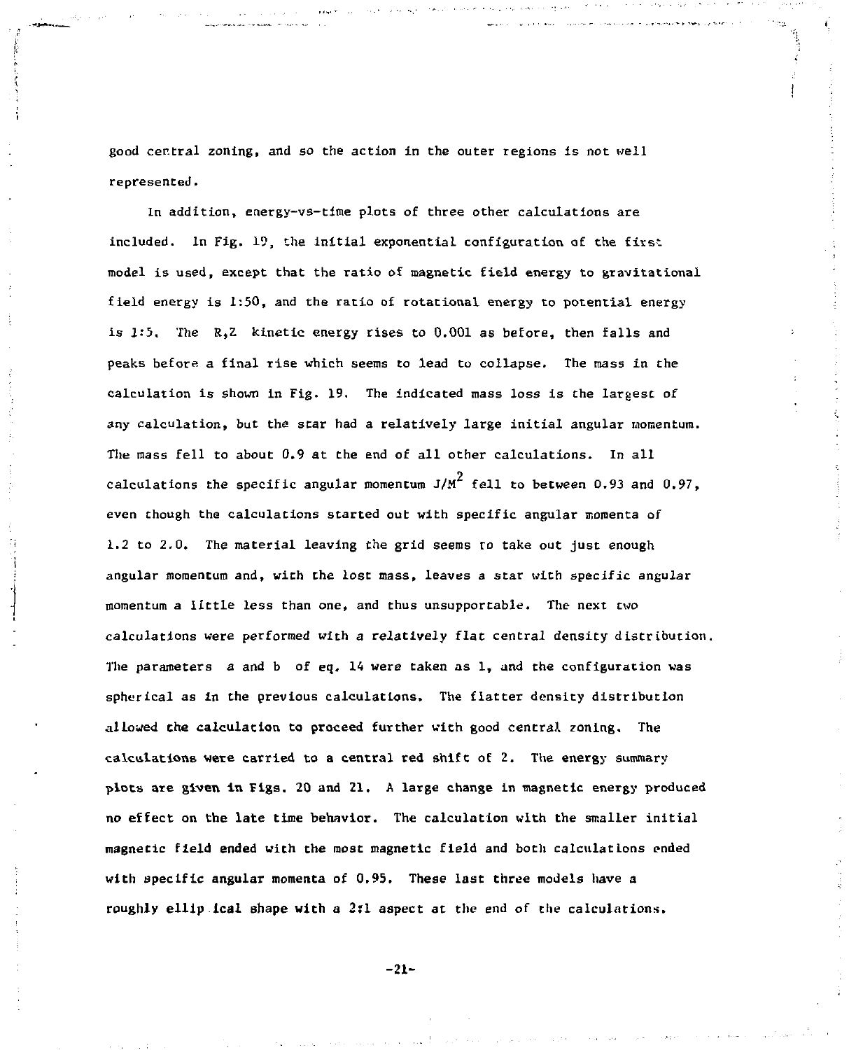good central zoning, and so the action in the outer regions is not well represented.

In addition, energy-vs-time plots of three other calculations are included. In Fig. 19, the initial exponential configuration of the first model is used, except that the ratio of magnetic field energy to gravitational field energy is 1:50, and the ratio of rotational energy to potential energy is 1:5. The R,Z kinetic energy rises to 0.001 as before, then falls and peaks before a final rise which seems to lead to collapse. The mass in the calculation is shown in Fig. 19. The indicated mass loss is the largest of any calculation, but the star had a relatively large initial angular momentum. The mass fell to about 0.9 at the end of all other calculations. In all calculations the specific angular momentum $J/M^2$ fell to between 0.93 and 0.97, even though the calculations started out with specific angular momenta of 1.2 to 2.0. The material leaving the grid seems to take out just enough angular momentum and, with the lost mass, leaves a star with specific angular momentum a little less than one, and thus unsupportable. The next two calculations were performed with a relatively flat central density distribution. The parameters $a$ and $b$ of eq. 14 were taken as 1, and the configuration was spherical as in the previous calculations. The flatter density distribution allowed the calculation to proceed further with good central zoning. The calculations were carried to a central red shift of 2. The energy summary plots are given in Figs. 20 and 21. A large change in magnetic energy produced no effect on the late time behavior. The calculation with the smaller initial magnetic field ended with the most magnetic field and both calculations ended with specific angular momenta of 0.95. These last three models have a roughly elliptical shape with a 2:1 aspect at the end of the calculations.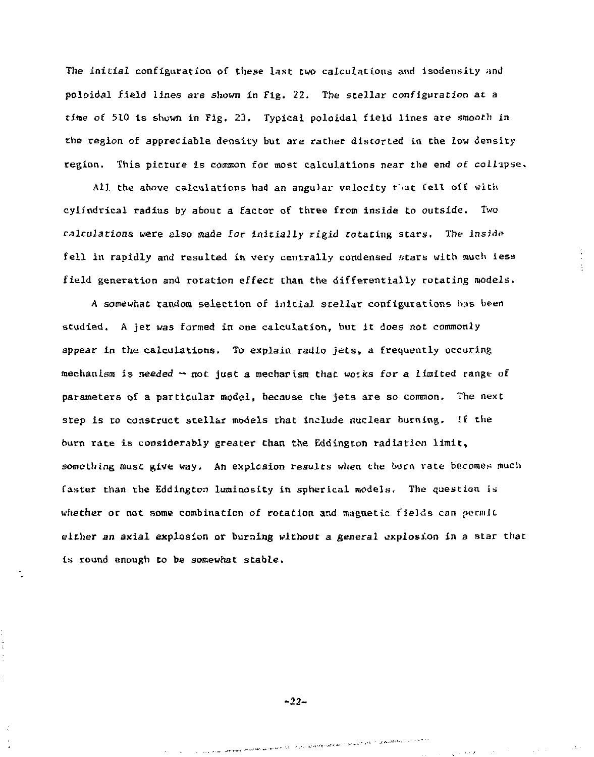The initial configuration of these last two calculations and isodensity and poloidal field lines are shown in Fig. 22. The stellar configuration at a time of 510 is shown in Fig. 23. Typical poloidal field lines are smooth in the region of appreciable density but are rather distorted in the low density region. This picture is common for most calculations near the end of collapse.

All the above calculations had an angular velocity that fell off with cylindrical radius by about a factor of three from inside to outside. Two calculations were also made for initially rigid rotating stars. The inside fell in rapidly and resulted in very centrally condensed stars with much less field generation and rotation effect than the differentially rotating models.

A somewhat random selection of initial stellar configurations has been studied. A jet was formed in one calculation, but it does not commonly appear in the calculations. To explain radio jets, a frequently occuring mechanism is needed — not just a mechanism that works for a limited range of parameters of a particular model, because the jets are so common. The next step is to construct stellar models that include nuclear burning. If the burn rate is considerably greater than the Eddington radiation limit, something must give way. An explosion results when the burn rate becomes much faster than the Eddington luminosity in spherical models. The question is whether or not some combination of rotation and magnetic fields can permit either an axial explosion or burning without a general explosion in a star that is round enough to be somewhat stable.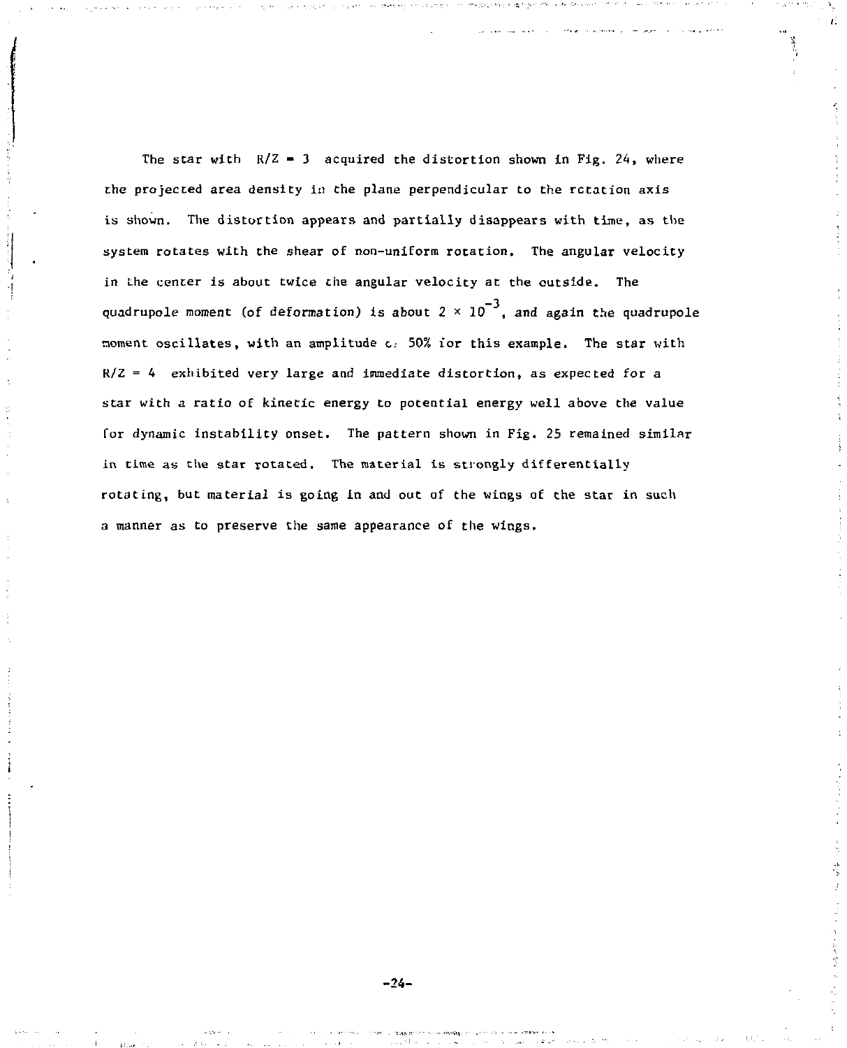The star with $R/Z = 3$ acquired the distortion shown in Fig. 24, where the projected area density in the plane perpendicular to the rotation axis is shown. The distortion appears and partially disappears with time, as the system rotates with the shear of non-uniform rotation. The angular velocity in the center is about twice the angular velocity at the outside. The quadrupole moment (of deformation) is about $2 \times 10^{-3}$, and again the quadrupole moment oscillates, with an amplitude of 50% for this example. The star with $R/Z = 4$ exhibited very large and immediate distortion, as expected for a star with a ratio of kinetic energy to potential energy well above the value for dynamic instability onset. The pattern shown in Fig. 25 remained similar in time as the star rotated. The material is strongly differentially rotating, but material is going in and out of the wings of the star in such a manner as to preserve the same appearance of the wings.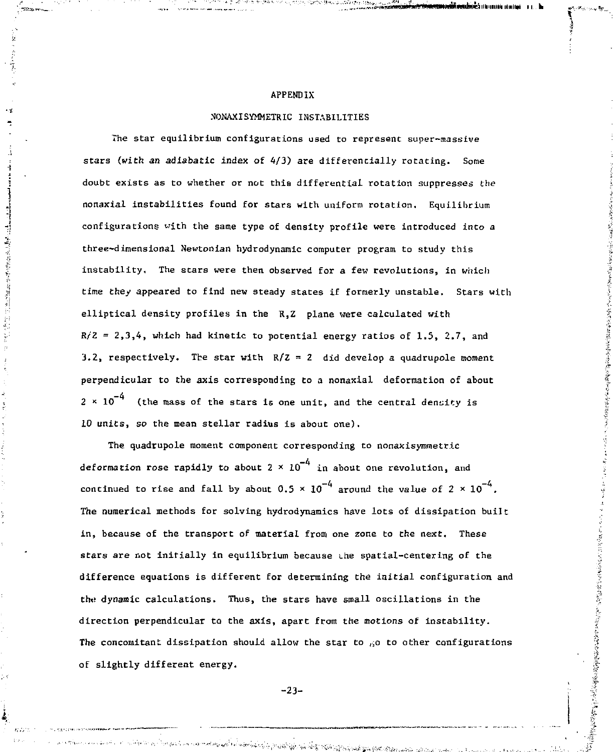# APPENDIX

## NONAXISYMMETRIC INSTABILITIES

The star equilibrium configurations used to represent super-massive stars (*with an adiabatic index of 4/3*) are differentially rotating. Some doubt exists as to whether or not this differential rotation suppresses the nonaxial instabilities found for stars with uniform rotation. Equilibrium configurations with the same type of density profile were introduced into a three-dimensional Newtonian hydrodynamic computer program to study this instability. The stars were then observed for a few revolutions, in which time *they* appeared to find new steady states if formerly unstable. Stars with elliptical density profiles in the R,Z plane were calculated with $R/Z = 2,3,4$, which had kinetic to potential energy ratios of 1.5, 2.7, and 3.2, respectively. The star with $R/Z = 2$ did develop a quadrupole moment perpendicular to the axis corresponding to a nonaxial deformation of about $2 \times 10^{-4}$ (the mass of the stars is one unit, and the central density is 10 units, so the mean stellar radius is about one).

The quadrupole moment component corresponding to nonaxisymmetric deformation rose rapidly to about $2 \times 10^{-4}$ in about one revolution, and continued to rise and fall by about $0.5 \times 10^{-4}$ around the value of $2 \times 10^{-4}$. The numerical methods for solving hydrodynamics have lots of dissipation built in, because of the transport of material from one zone to the next. These stars are not initially in equilibrium because the spatial-centering of the difference equations is different for determining the initial configuration and the dynamic calculations. Thus, the stars have small oscillations in the direction perpendicular to the axis, apart from the motions of instability. The concomitant dissipation should allow the star to go to other configurations of slightly different energy.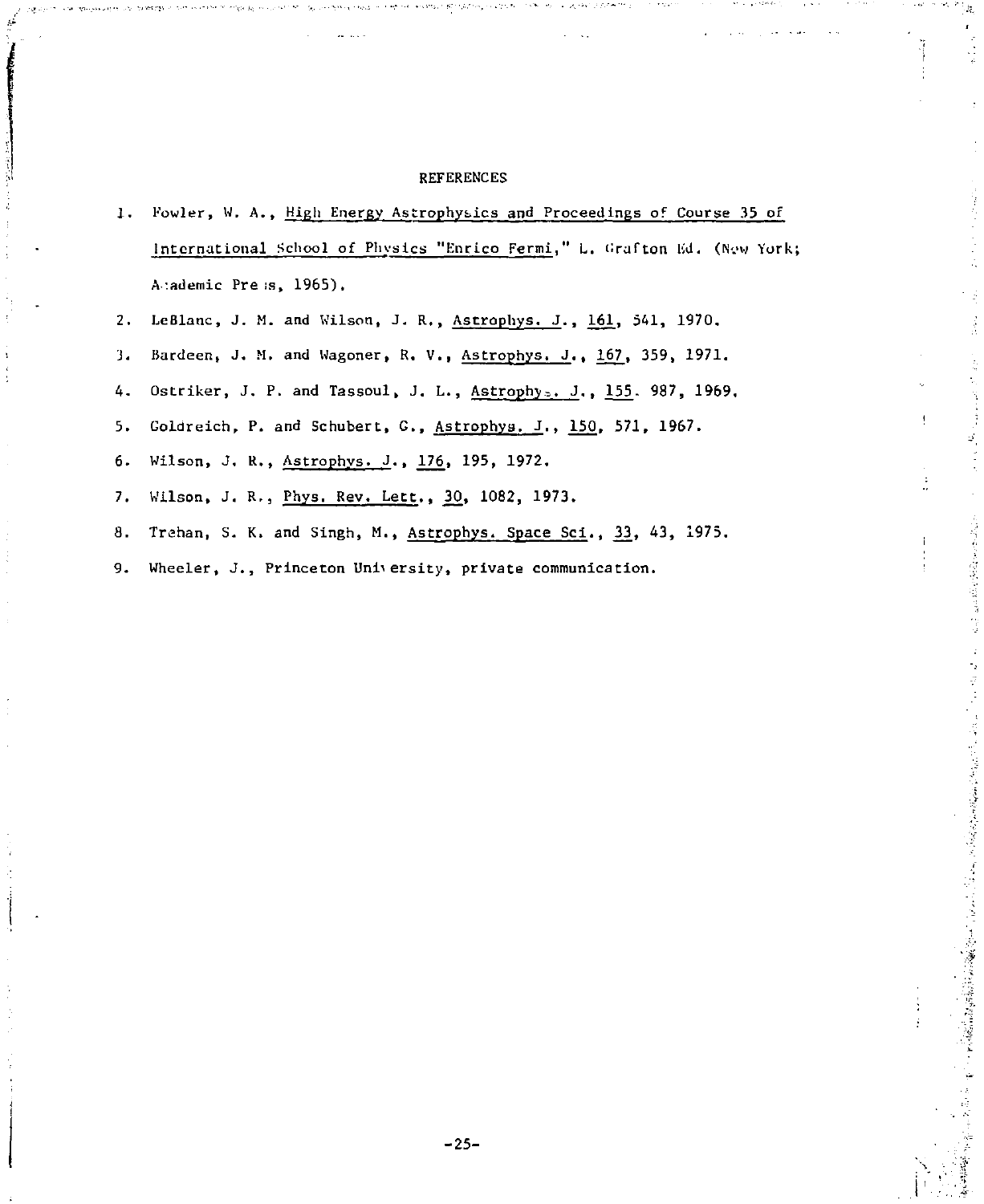# REFERENCES

1. Fowler, W. A., High Energy Astrophysics and Proceedings of Course 35 of International School of Physics "Enrico Fermi," L. Grafton Ed. (New York; Academic Press, 1965).
2. LeBlanc, J. M. and Wilson, J. R., Astrophys. J., 161, 541, 1970.
3. Bardeen, J. M. and Wagoner, R. V., Astrophys. J., 167, 359, 1971.
4. Ostriker, J. P. and Tassoul, J. L., Astrophys. J., 155. 987, 1969.
5. Goldreich, P. and Schubert, G., Astrophys. J., 150, 571, 1967.
6. Wilson, J. R., Astrophys. J., 176, 195, 1972.
7. Wilson, J. R., Phys. Rev. Lett., 30, 1082, 1973.
8. Trehan, S. K. and Singh, M., Astrophys. Space Sci., 33, 43, 1975.
9. Wheeler, J., Princeton University, private communication.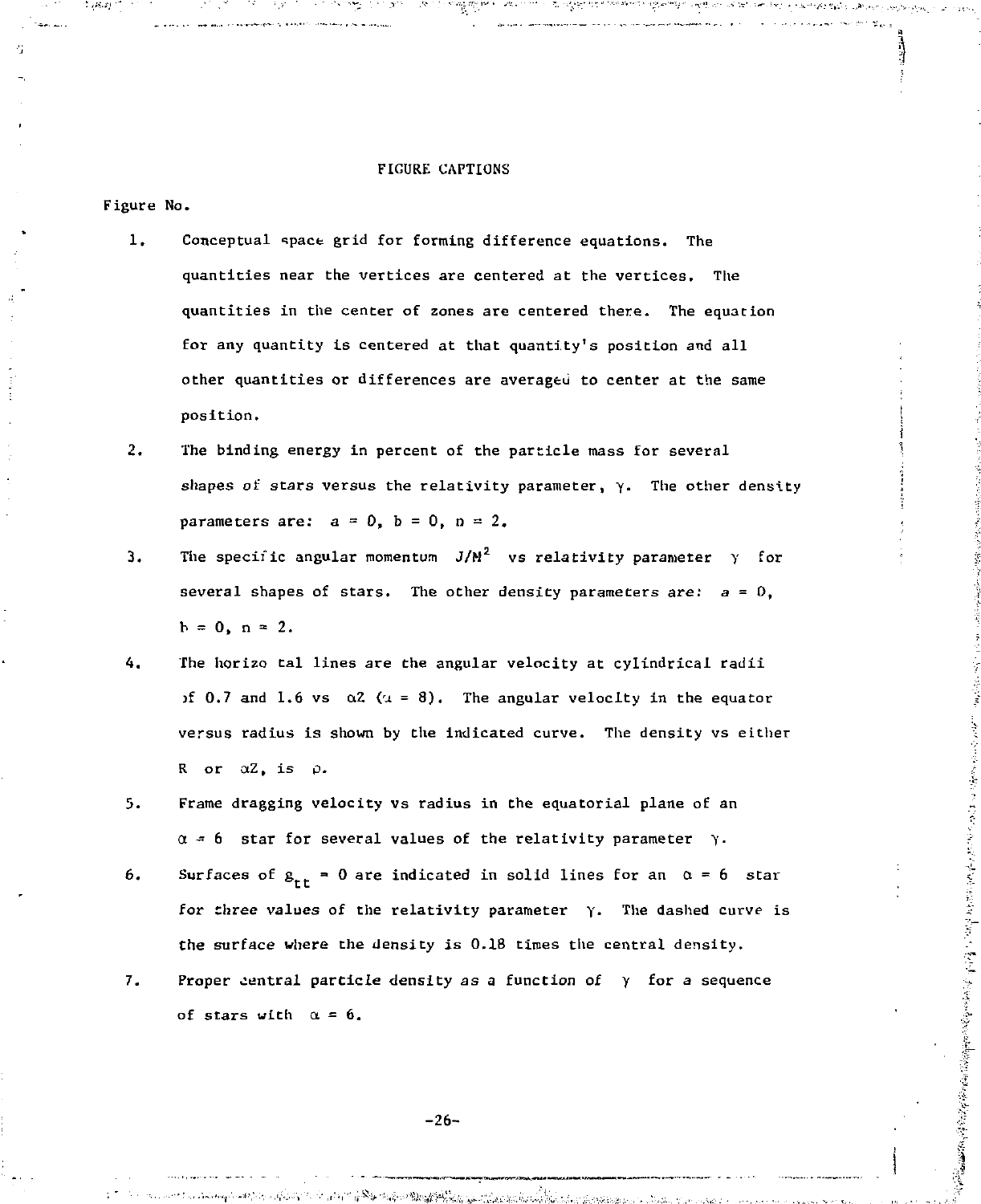## FIGURE CAPTIONS

Figure No.

1. Conceptual space grid for forming difference equations. The quantities near the vertices are centered at the vertices. The quantities in the center of zones are centered there. The equation for any quantity is centered at that quantity's position and all other quantities or differences are averaged to center at the same position.

2. The binding energy in percent of the particle mass for several shapes of stars versus the relativity parameter, $\gamma$. The other density parameters are: $a = 0$, $b = 0$, $n = 2$.

3. The specific angular momentum $J/M^2$ vs relativity parameter $\gamma$ for several shapes of stars. The other density parameters are: $a = 0$, $b = 0$, $n = 2$.

4. The horizontal lines are the angular velocity at cylindrical radii of 0.7 and 1.6 vs $\alpha Z$ ($\alpha = 8$). The angular velocity in the equator versus radius is shown by the indicated curve. The density vs either $R$ or $\alpha Z$, is $\rho$.

5. Frame dragging velocity vs radius in the equatorial plane of an $\alpha = 6$ star for several values of the relativity parameter $\gamma$.

6. Surfaces of $g_{tt} = 0$ are indicated in solid lines for an $\alpha = 6$ star for three values of the relativity parameter $\gamma$. The dashed curve is the surface where the density is 0.18 times the central density.

7. Proper central particle density as a function of $\gamma$ for a sequence of stars with $\alpha = 6$.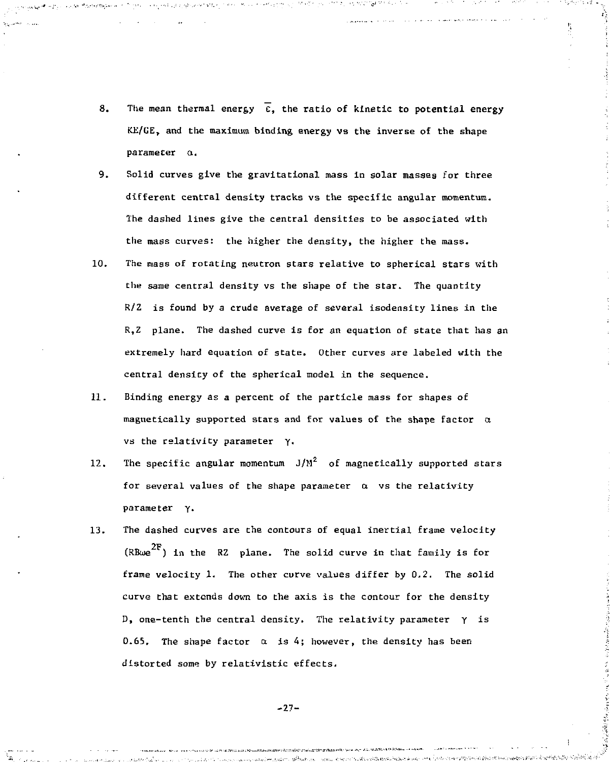8. The mean thermal energy $\bar{\epsilon}$, the ratio of kinetic to potential energy KE/GE, and the maximum binding energy vs the inverse of the shape parameter $\alpha$.

9. Solid curves give the gravitational mass in solar masses for three different central density tracks vs the specific angular momentum. The dashed lines give the central densities to be associated with the mass curves: the higher the density, the higher the mass.

10. The mass of rotating neutron stars relative to spherical stars with the same central density vs the shape of the star. The quantity $R/Z$ is found by a crude average of several isodensity lines in the $R,Z$ plane. The dashed curve is for an equation of state that has an extremely hard equation of state. Other curves are labeled with the central density of the spherical model in the sequence.

11. Binding energy as a percent of the particle mass for shapes of magnetically supported stars and for values of the shape factor $\alpha$ vs the relativity parameter $\gamma$.

12. The specific angular momentum $J/M^2$ of magnetically supported stars for several values of the shape parameter $\alpha$ vs the relativity parameter $\gamma$.

13. The dashed curves are the contours of equal inertial frame velocity ($RB\omega e^{2F}$) in the RZ plane. The solid curve in that family is for frame velocity 1. The other curve values differ by 0.2. The solid curve that extends down to the axis is the contour for the density D, one-tenth the central density. The relativity parameter $\gamma$ is 0.65. The shape factor $\alpha$ is 4; however, the density has been distorted some by relativistic effects.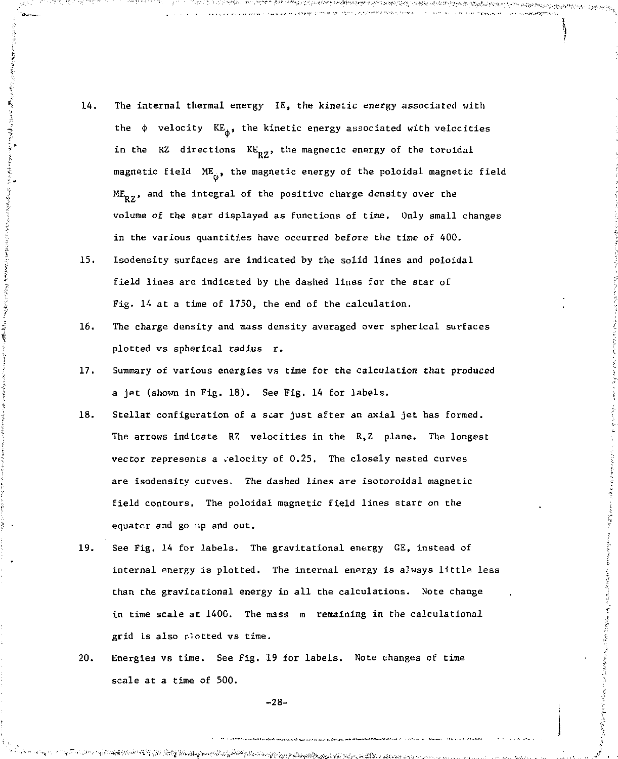14. The internal thermal energy IE, the kinetic energy associated with the $\phi$ velocity $KE_\phi$, the kinetic energy associated with velocities in the RZ directions $KE_{RZ}$, the magnetic energy of the toroidal magnetic field $ME_\phi$, the magnetic energy of the poloidal magnetic field $ME_{RZ}$, and the integral of the positive charge density over the volume of the star displayed as functions of time. Only small changes in the various quantities have occurred before the time of 400.

15. Isodensity surfaces are indicated by the solid lines and poloidal field lines are indicated by the dashed lines for the star of Fig. 14 at a time of 1750, the end of the calculation.

16. The charge density and mass density averaged over spherical surfaces plotted vs spherical radius r.

17. Summary of various energies vs time for the calculation that produced a jet (shown in Fig. 18). See Fig. 14 for labels.

18. Stellar configuration of a star just after an axial jet has formed. The arrows indicate RZ velocities in the R,Z plane. The longest vector represents a velocity of 0.25. The closely nested curves are isodensity curves. The dashed lines are isotoroidal magnetic field contours. The poloidal magnetic field lines start on the equator and go up and out.

19. See Fig. 14 for labels. The gravitational energy GE, instead of internal energy is plotted. The internal energy is always little less than the gravitational energy in all the calculations. Note change in time scale at 1400. The mass m remaining in the calculational grid is also plotted vs time.

20. Energies vs time. See Fig. 19 for labels. Note changes of time scale at a time of 500.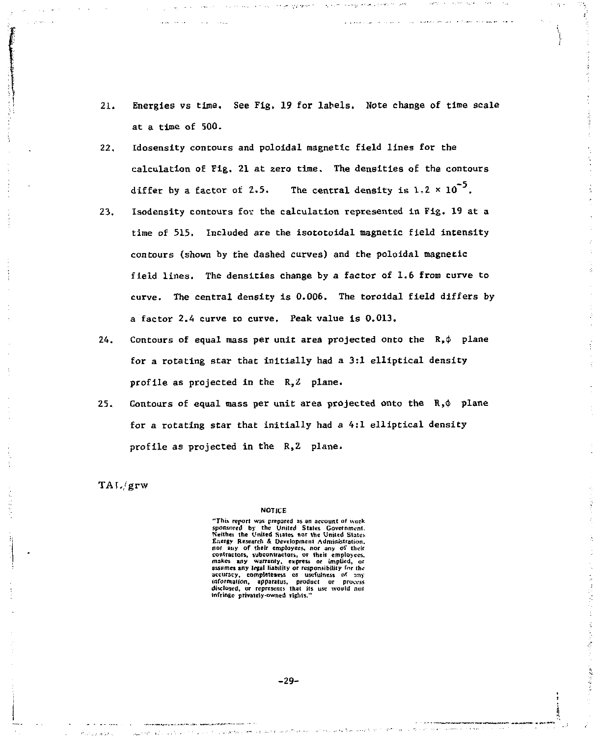21. Energies vs time. See Fig. 19 for labels. Note change of time scale at a time of 500.

22. Idosensity contours and poloidal magnetic field lines for the calculation of Fig. 21 at zero time. The densities of the contours differ by a factor of 2.5. The central density is $1.2 \times 10^{-5}$.

23. Isodensity contours for the calculation represented in Fig. 19 at a time of 515. Included are the isototoidal magnetic field intensity contours (shown by the dashed curves) and the poloidal magnetic field lines. The densities change by a factor of 1.6 from curve to curve. The central density is 0.006. The toroidal field differs by a factor 2.4 curve to curve. Peak value is 0.013.

24. Contours of equal mass per unit area projected onto the $R,\phi$ plane for a rotating star that initially had a 3:1 elliptical density profile as projected in the $R,Z$ plane.

25. Contours of equal mass per unit area projected onto the $R,\phi$ plane for a rotating star that initially had a 4:1 elliptical density profile as projected in the $R,Z$ plane.

TAL/grw

NOTICE

"This report was prepared as an account of work sponsored by the United States Government. Neither the United States nor the United States Energy Research & Development Administration, nor any of their employees, nor any of their contractors, subcontractors, or their employees, makes any warranty, express or implied, or assumes any legal liability or responsibility for the accuracy, completeness or usefulness of any information, apparatus, product or process disclosed, or represents that its use would not infringe privately-owned rights."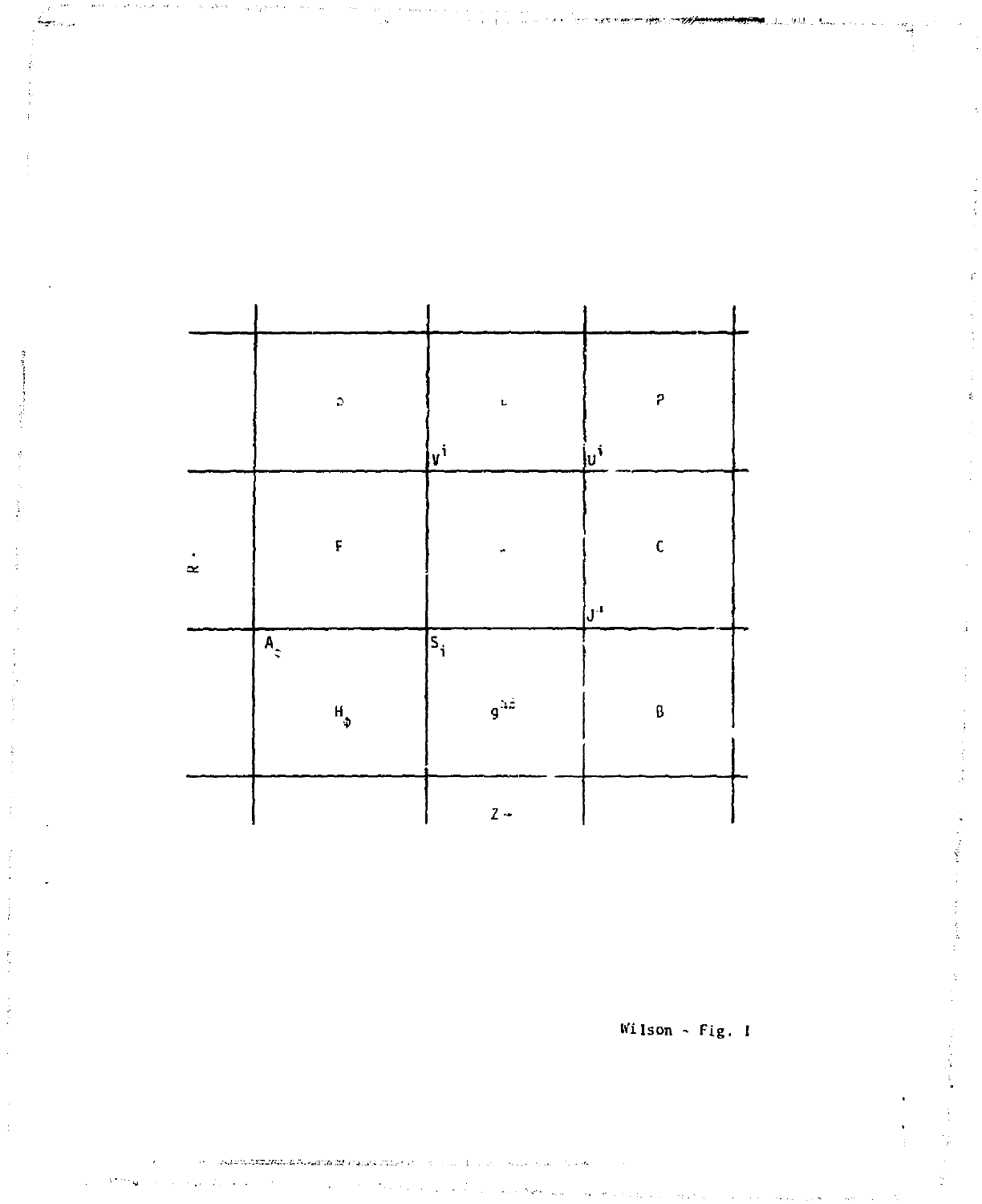| | | |
|---|---|---|
| D | L | P |
| F | | C |
| $H_\phi$ | $g^{ij}$ | B |

$V^i$ $U^i$ $J^i$ $A_\zeta$ $S_i$

R →

Z →

Wilson - Fig. 1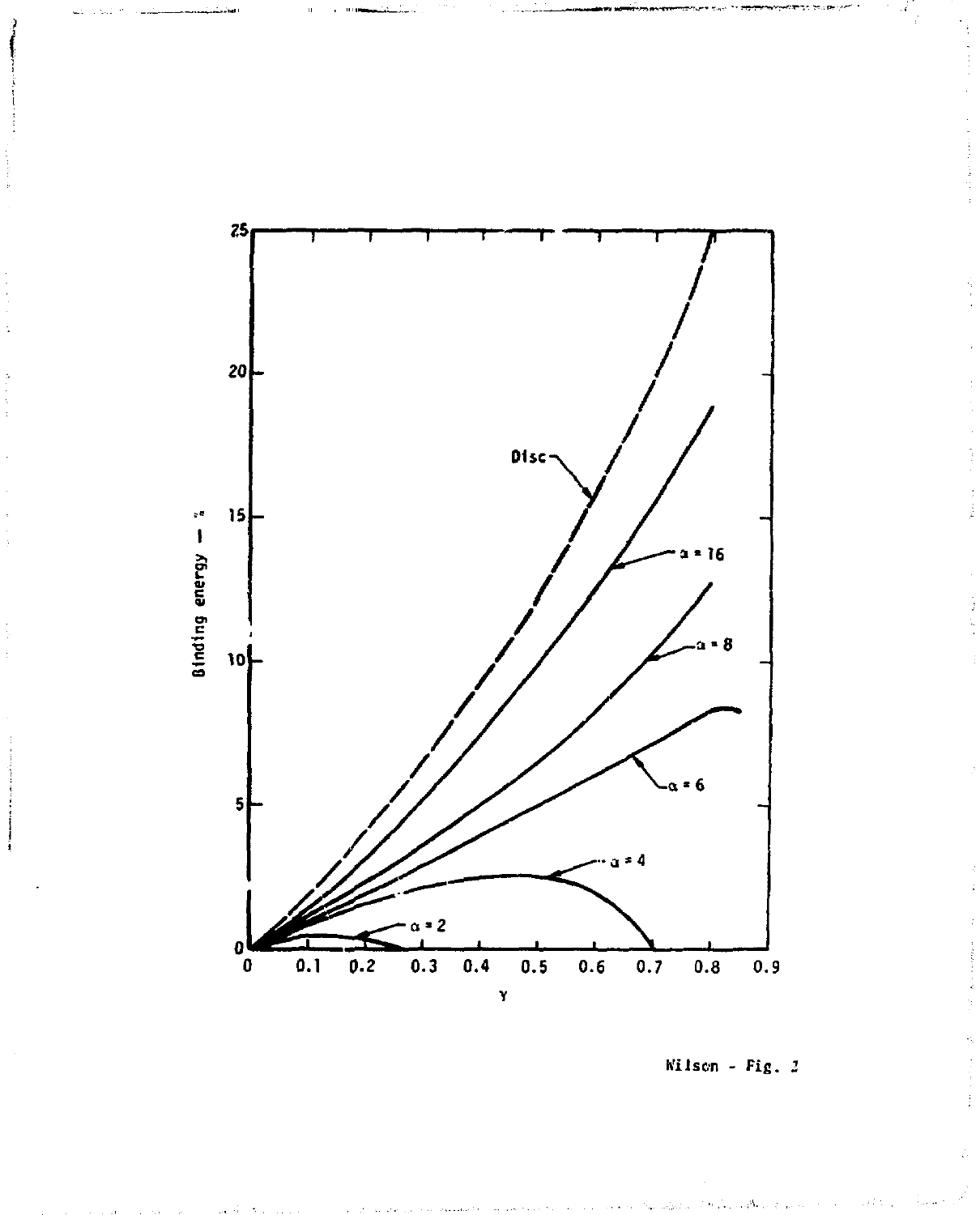Wilson - Fig. 2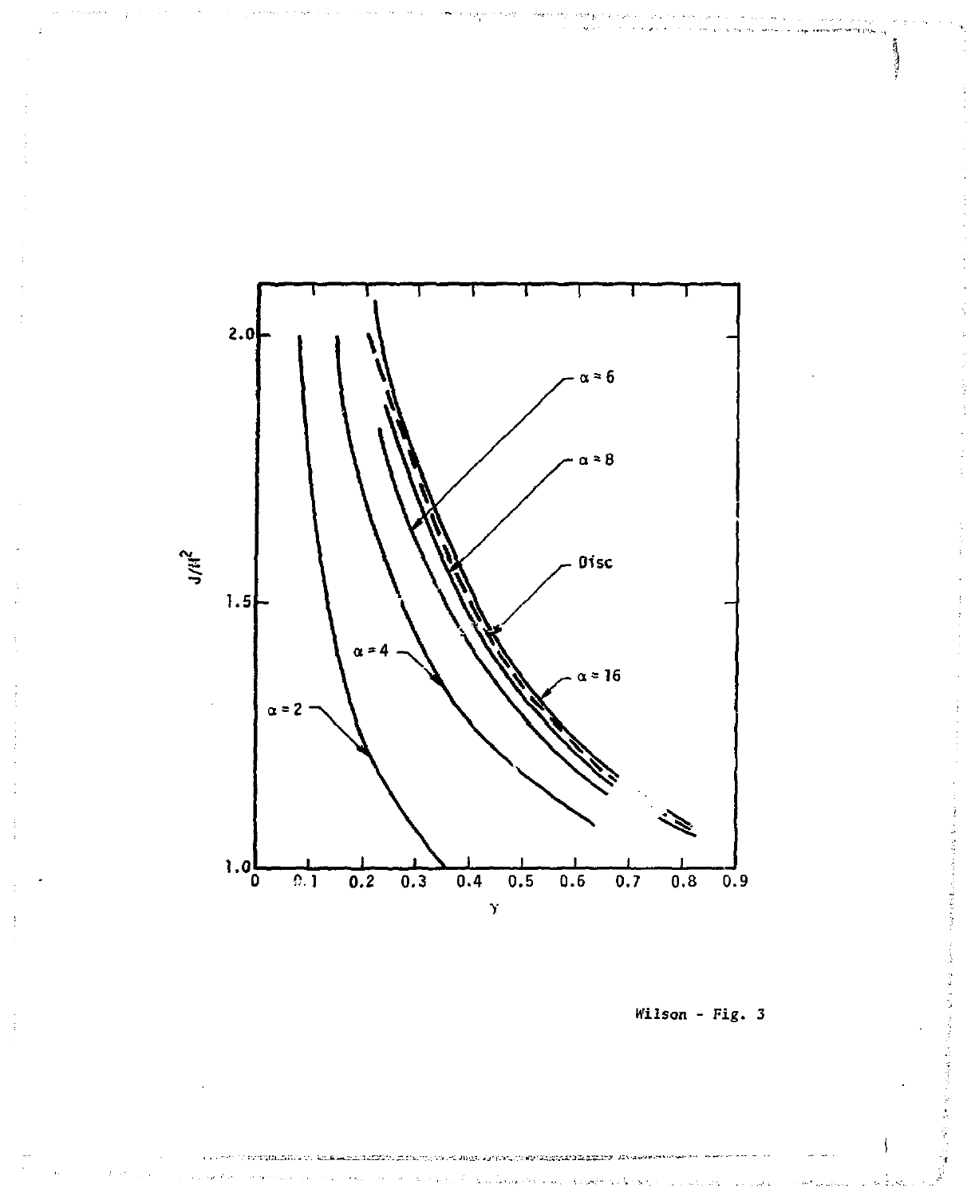Wilson - Fig. 3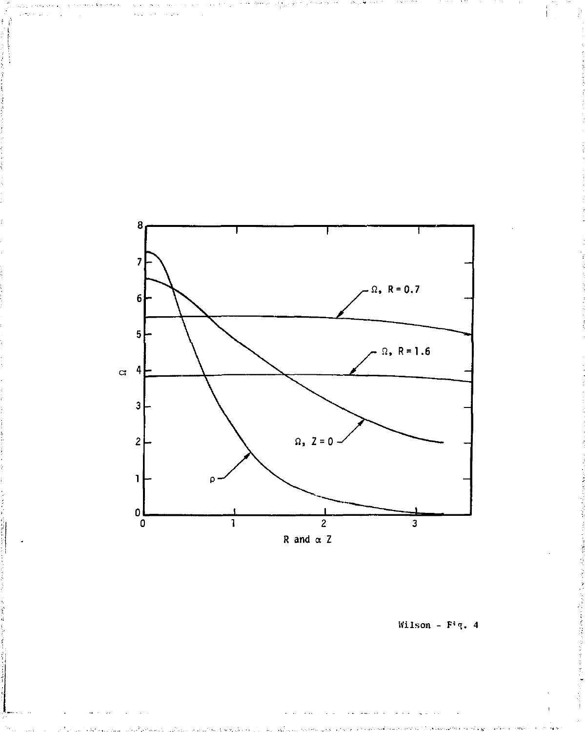Wilson - Fig. 4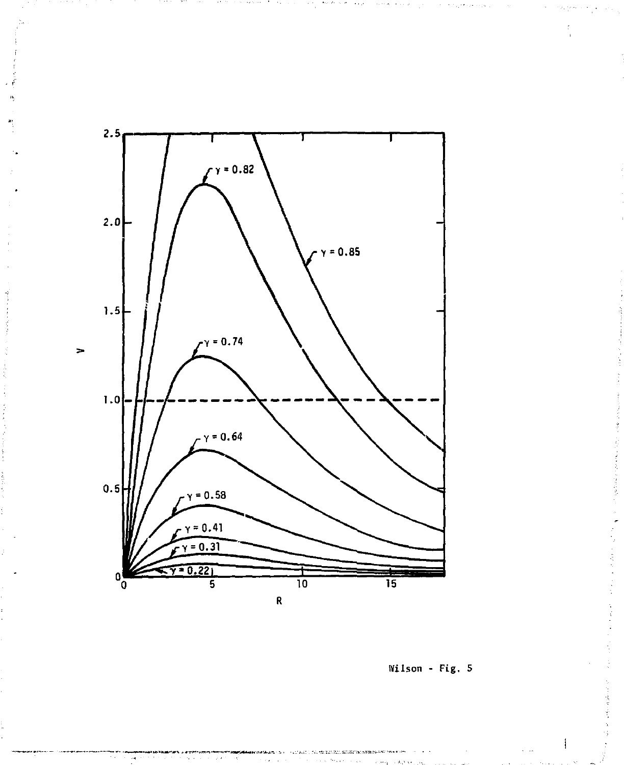Wilson - Fig. 5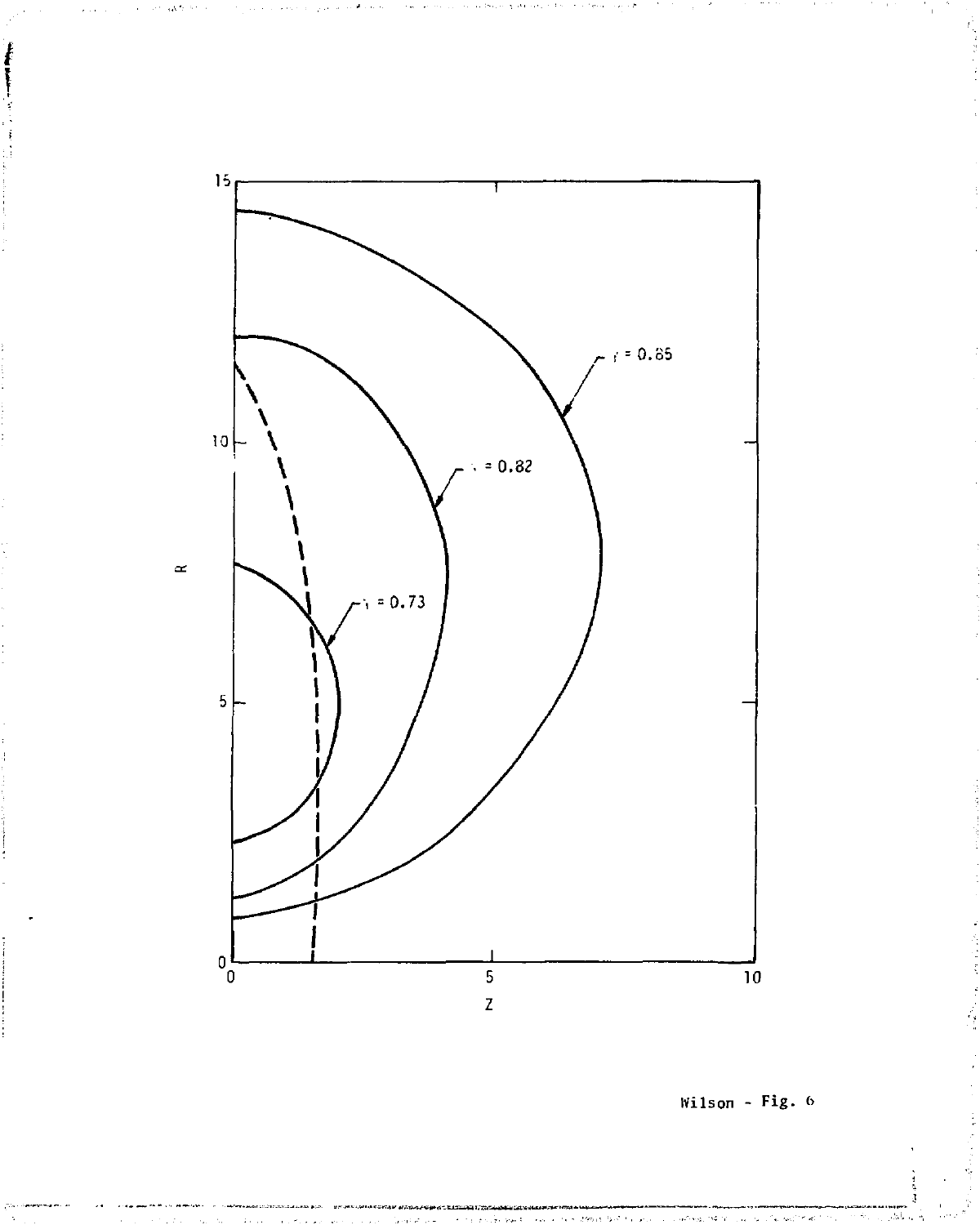Wilson - Fig. 6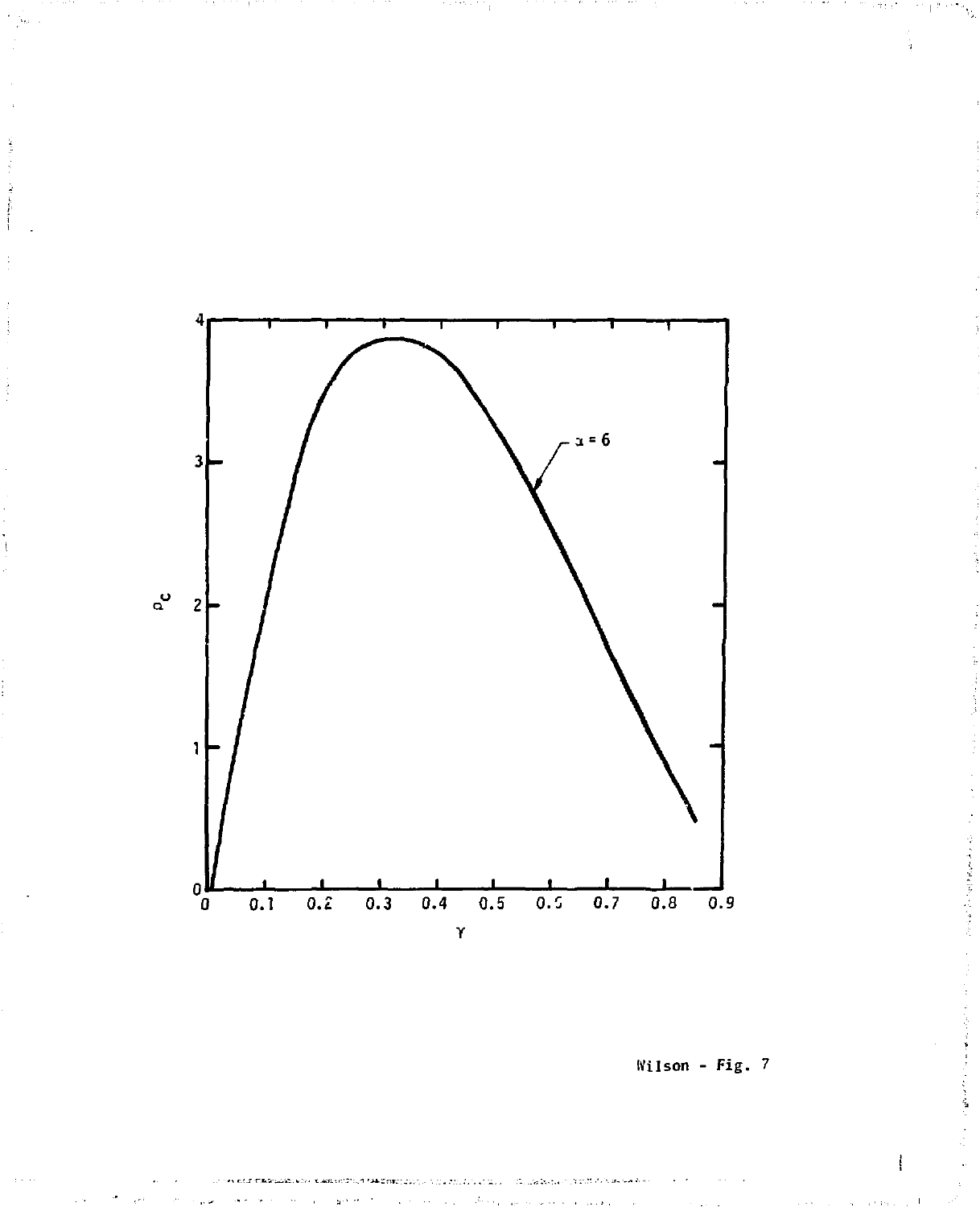Wilson - Fig. 7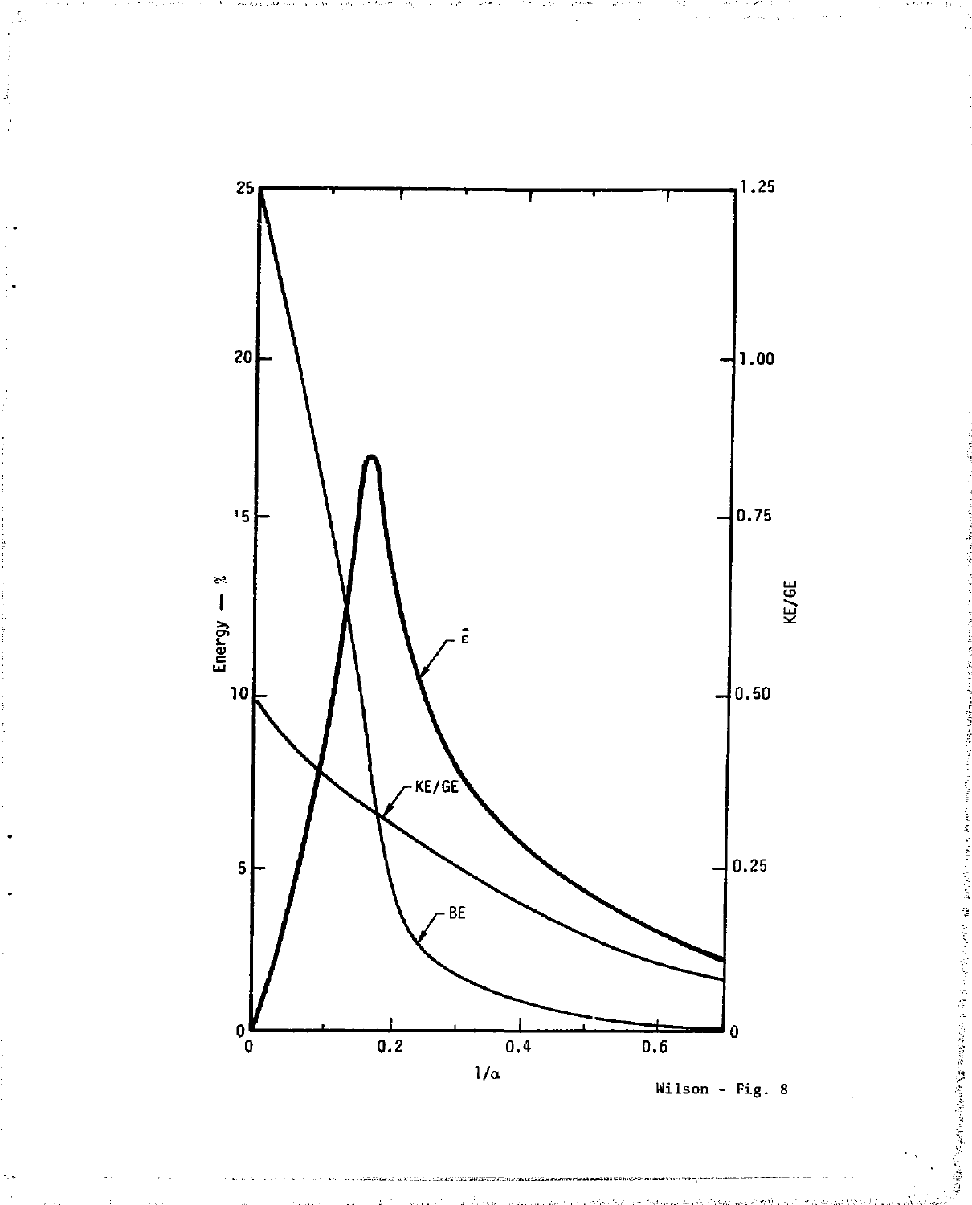Wilson - Fig. 8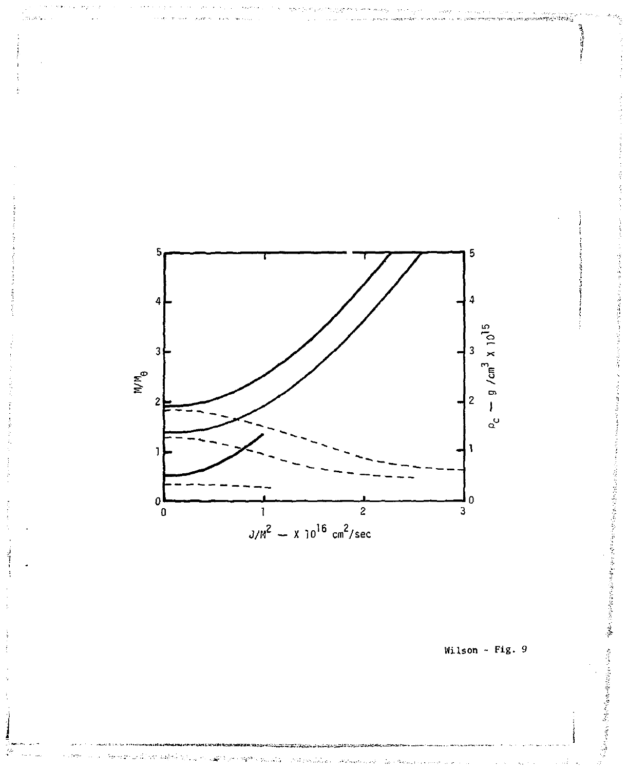$M/M_{\theta}$

$\rho_c$ — g /cm$^3$ x $10^{15}$

$J/M^2$ — x $10^{16}$ cm$^2$/sec

Wilson - Fig. 9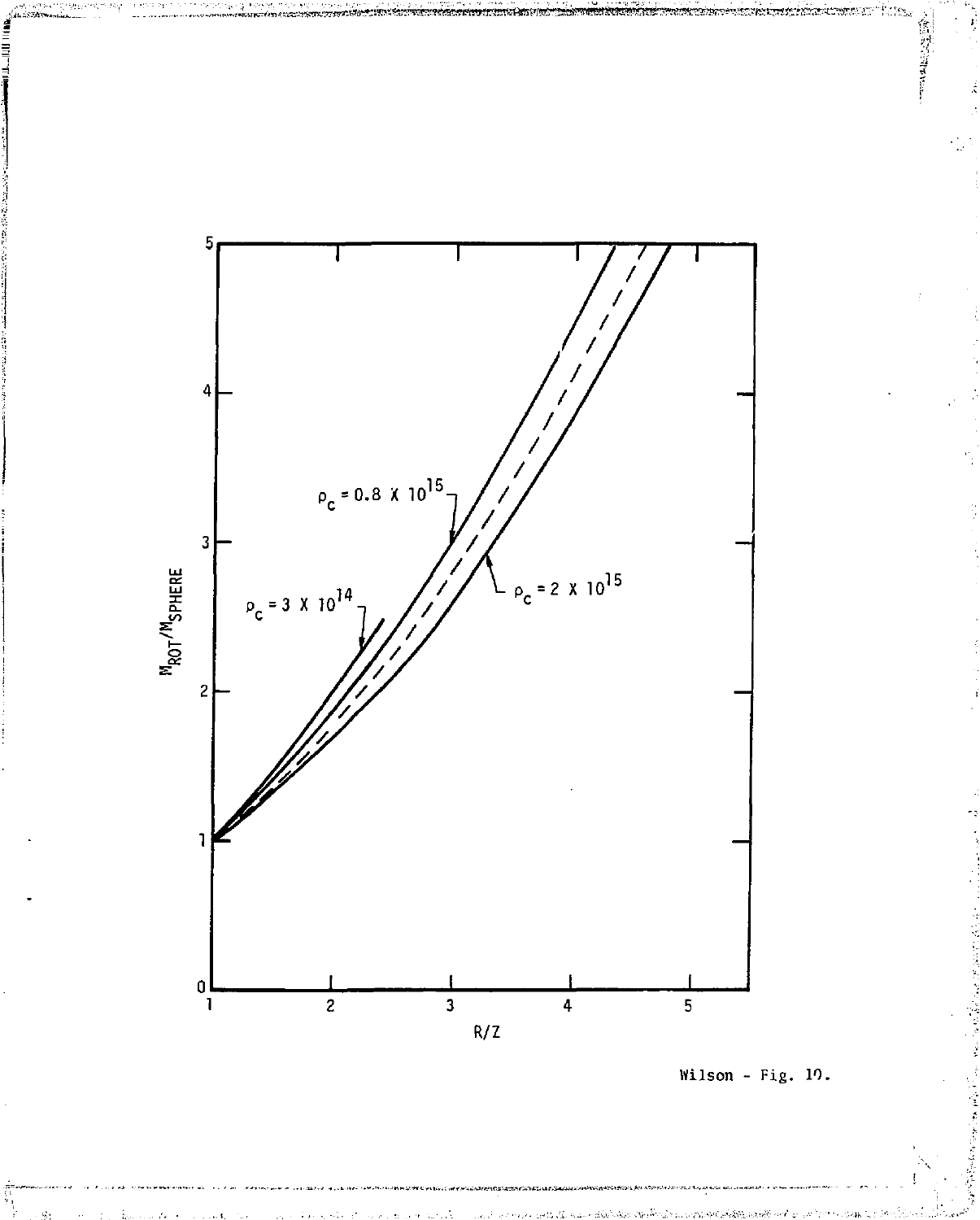Wilson - Fig. 10.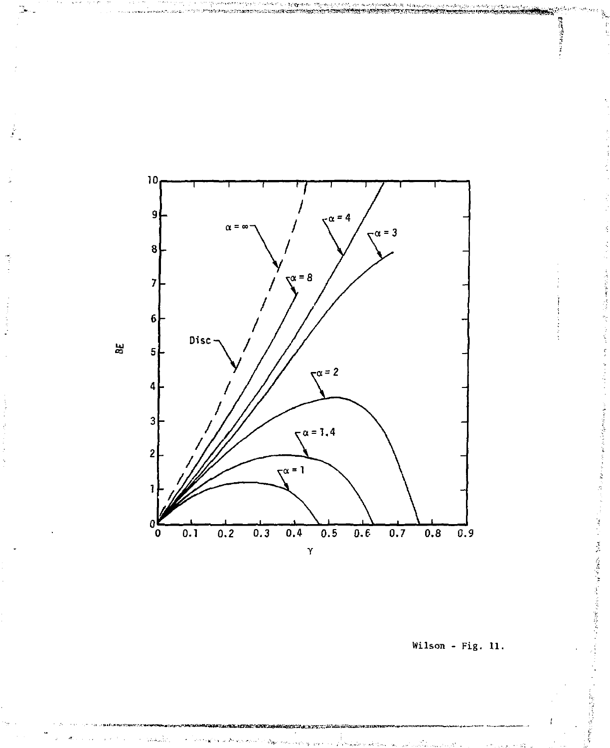Wilson - Fig. 11.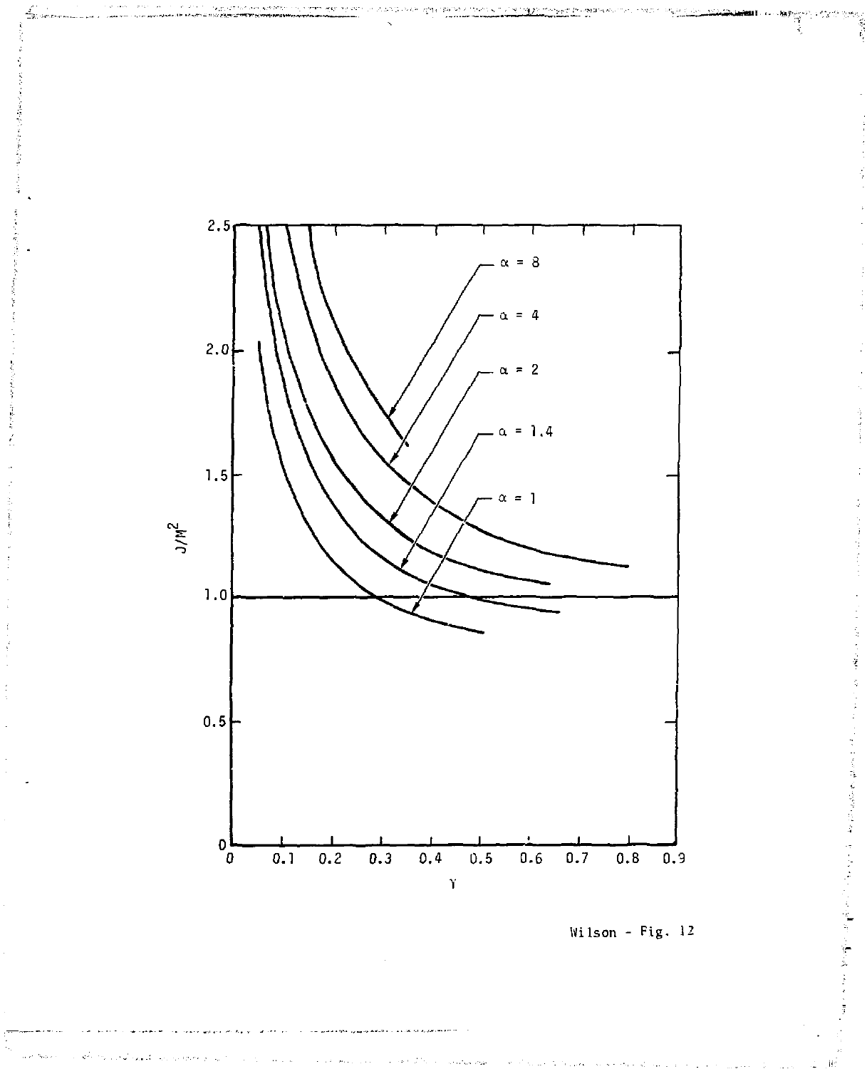Wilson - Fig. 12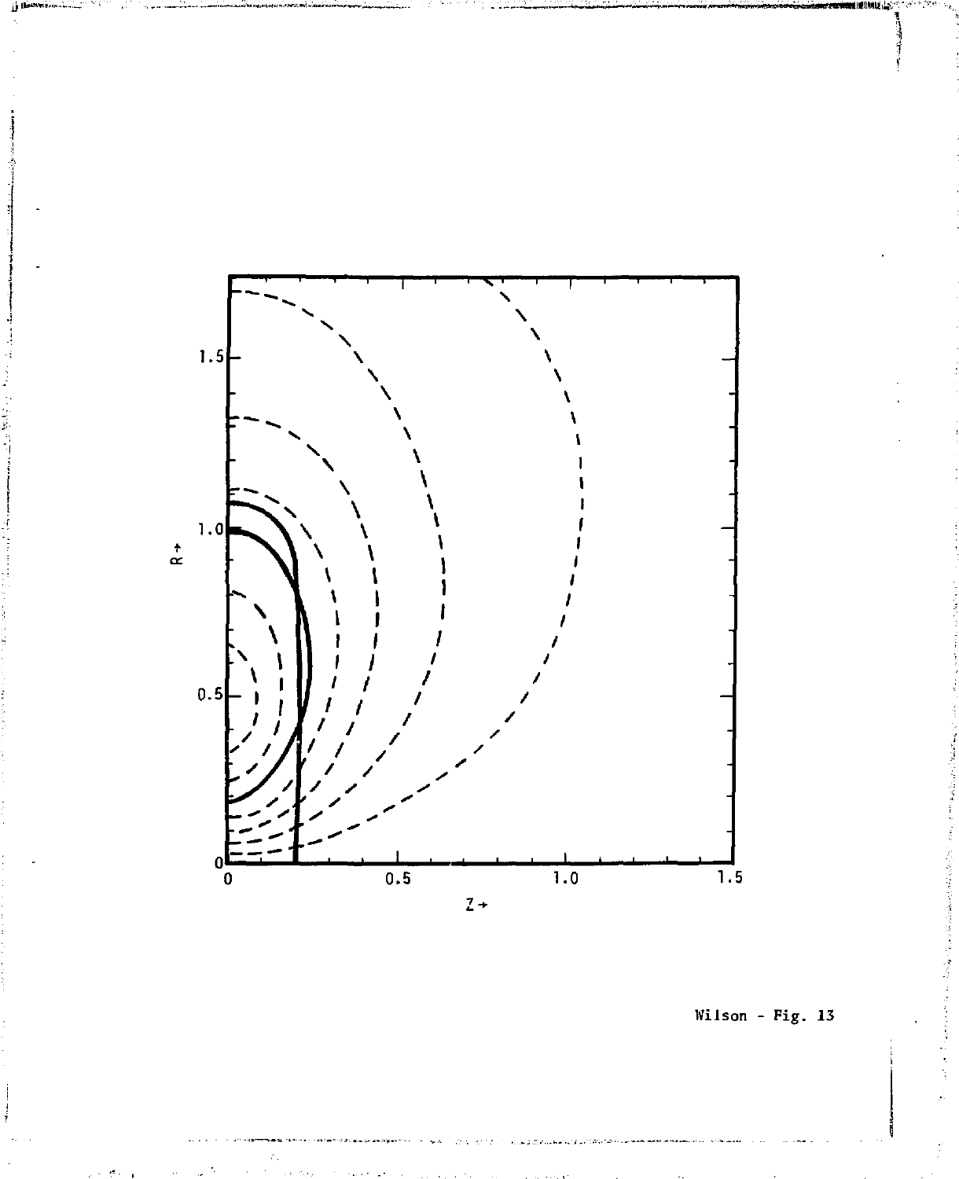Wilson - Fig. 13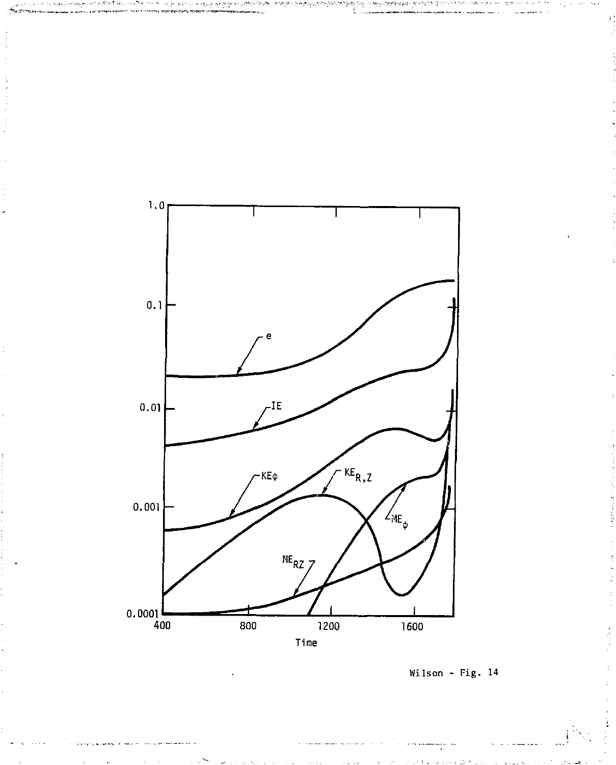Wilson - Fig. 14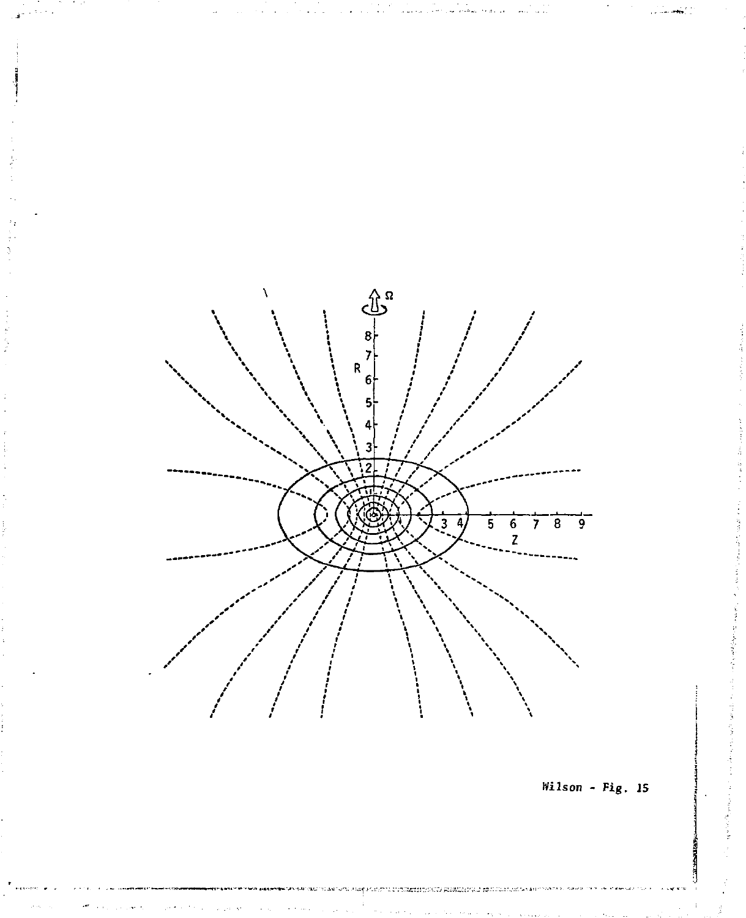Wilson - Fig. 15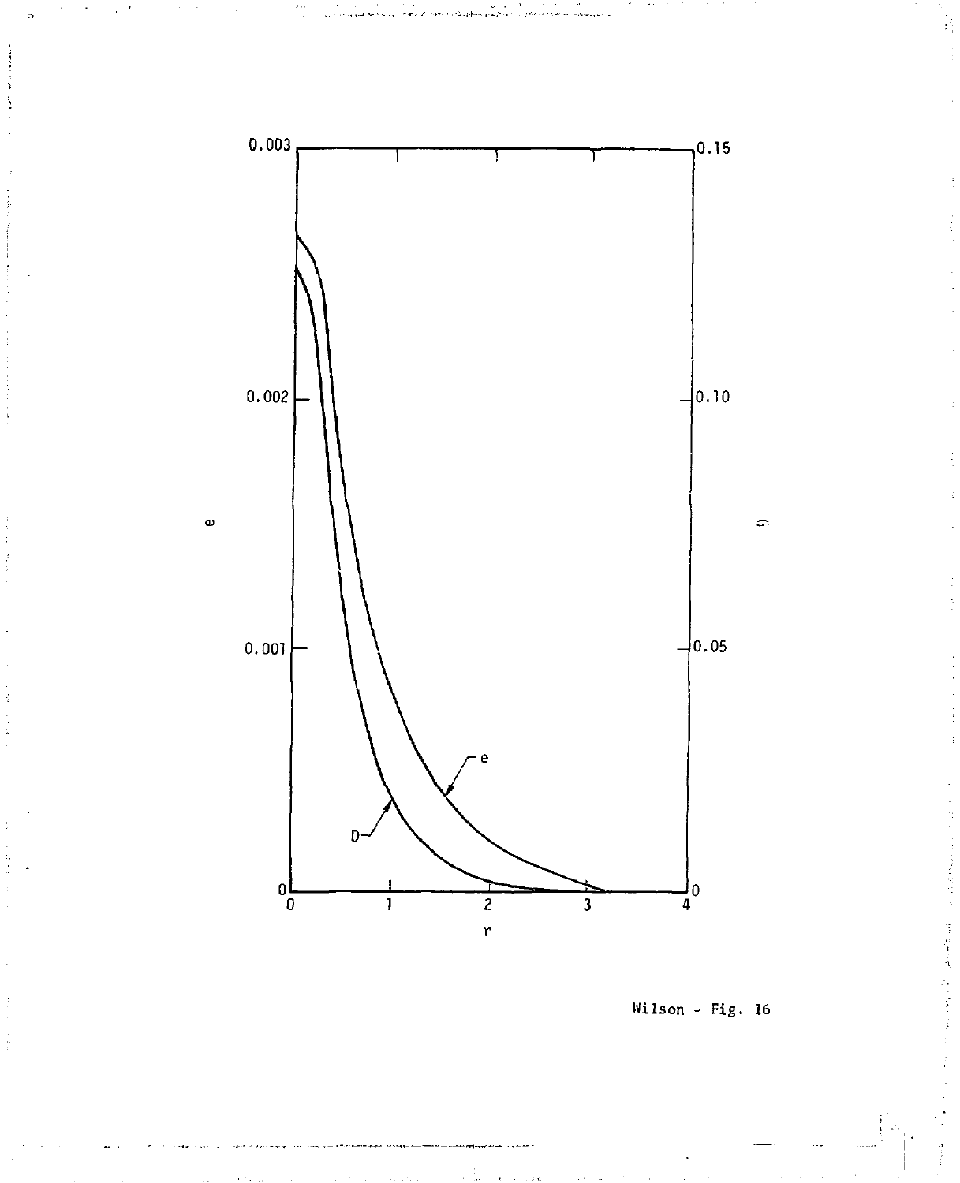Wilson - Fig. 16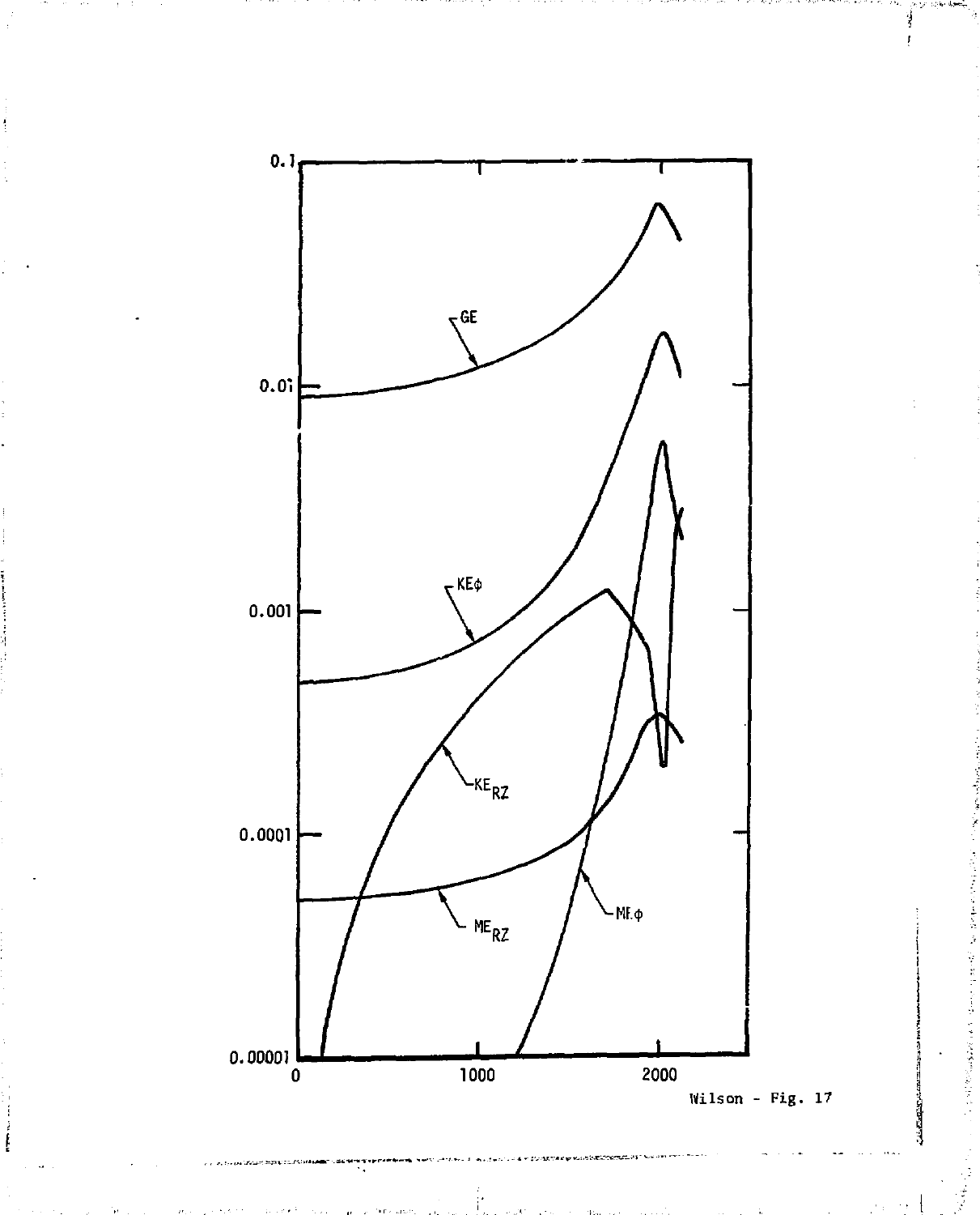Wilson - Fig. 17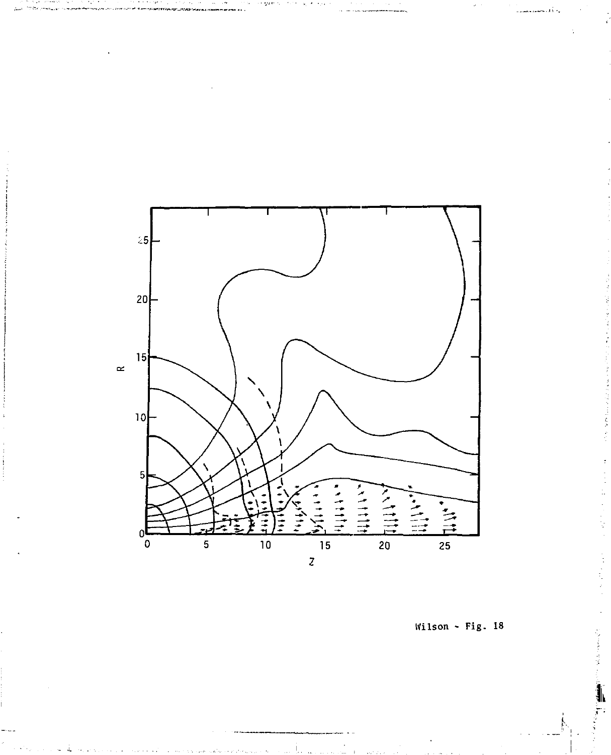Wilson - Fig. 18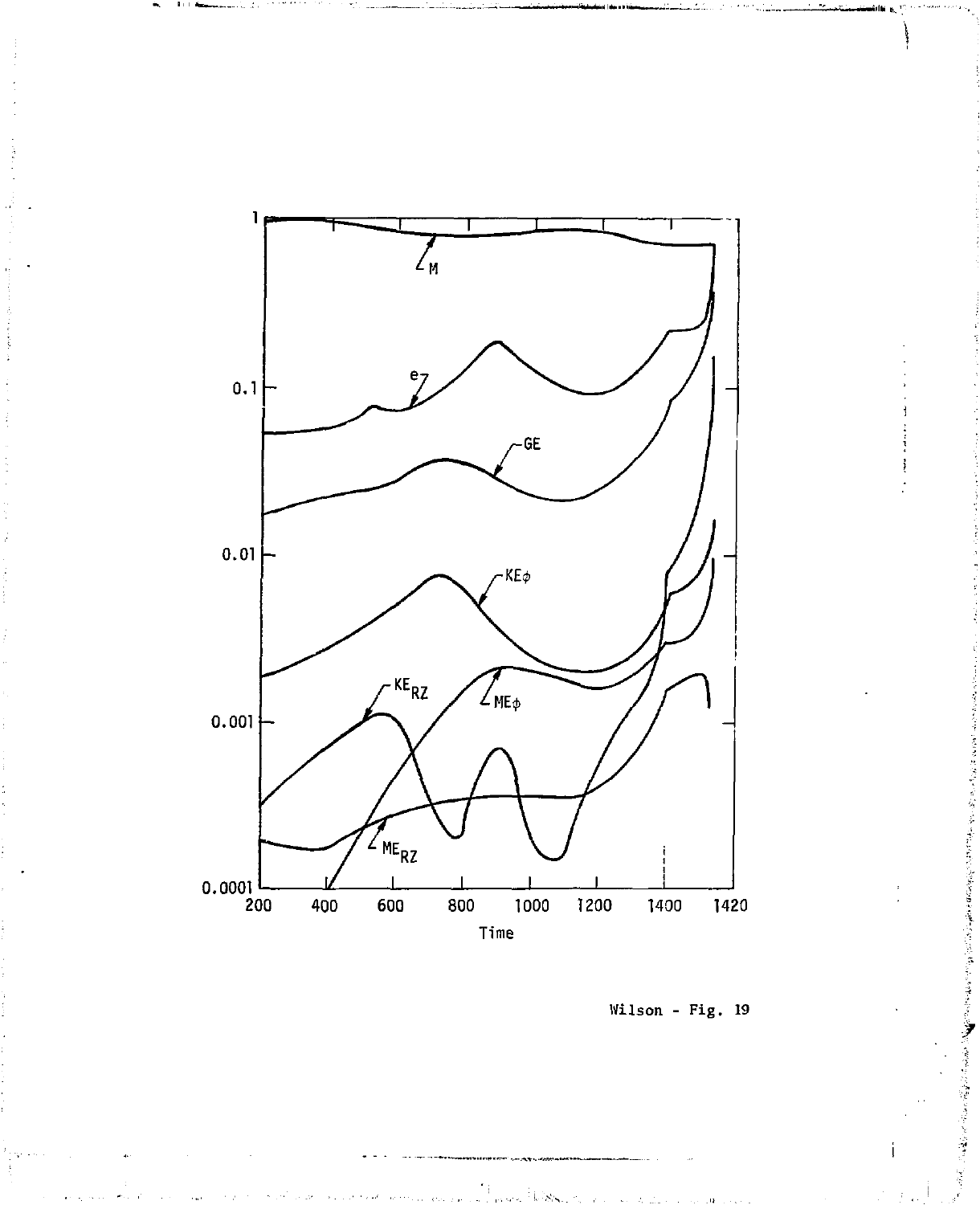Wilson - Fig. 19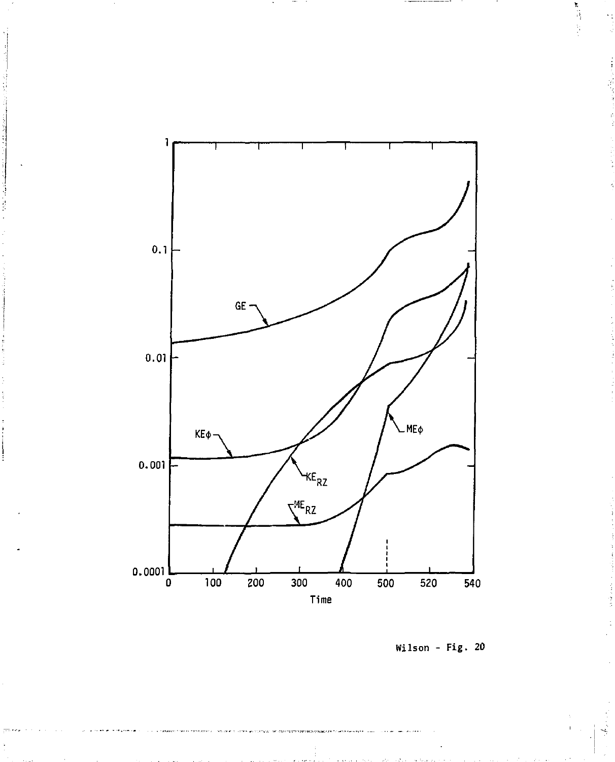Wilson - Fig. 20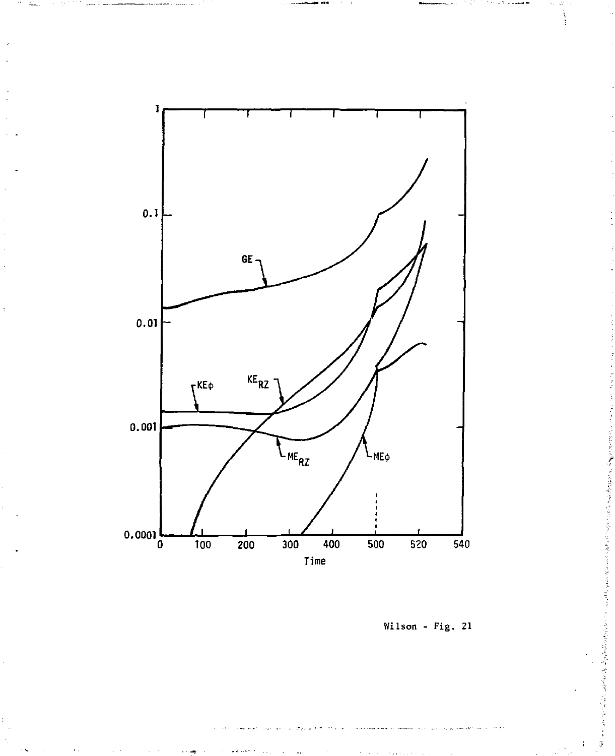Wilson - Fig. 21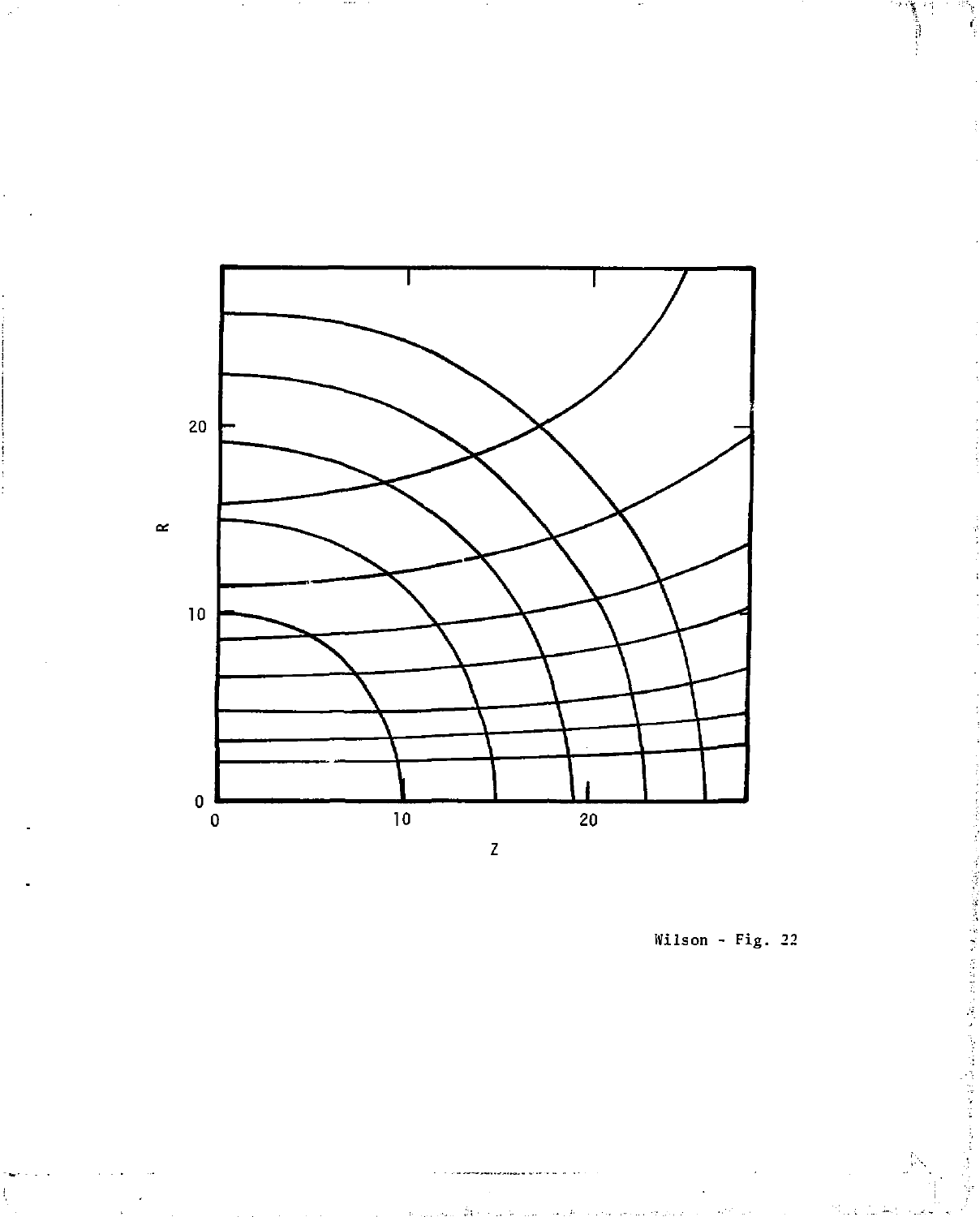Wilson - Fig. 22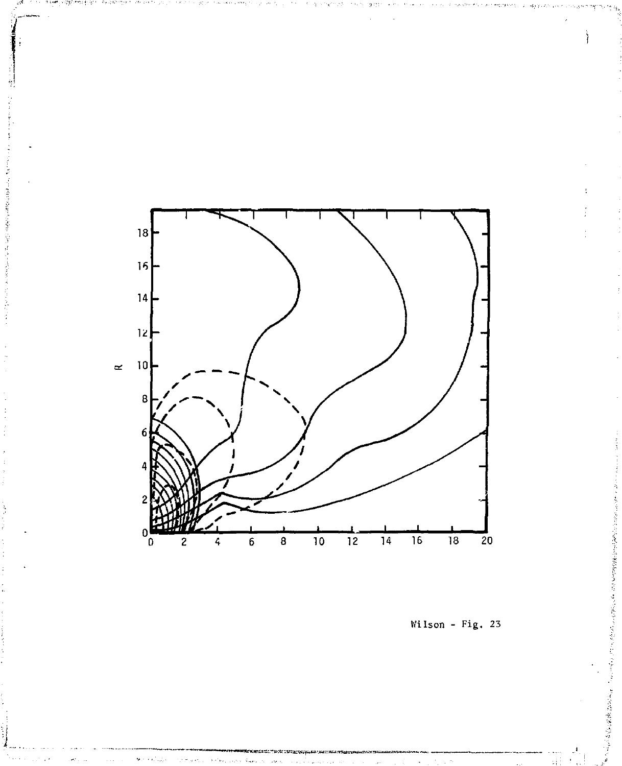Wilson - Fig. 23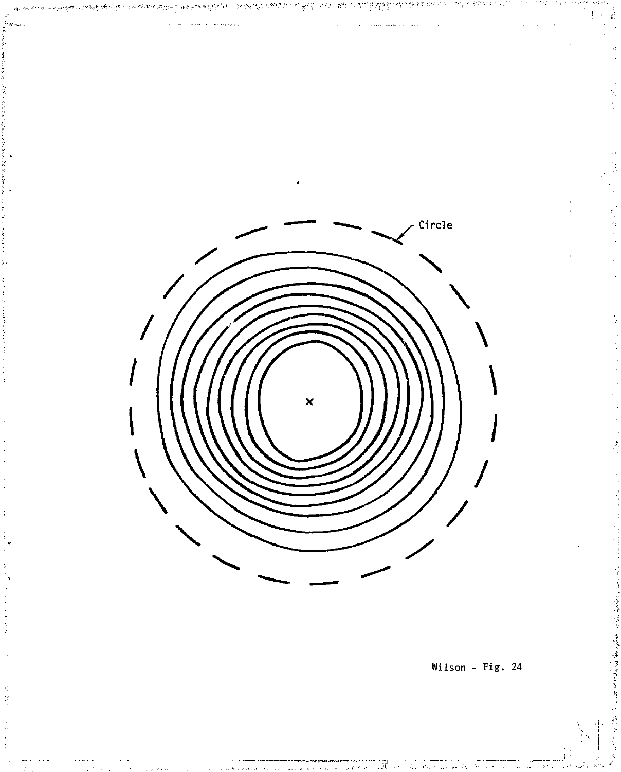Circle

Wilson - Fig. 24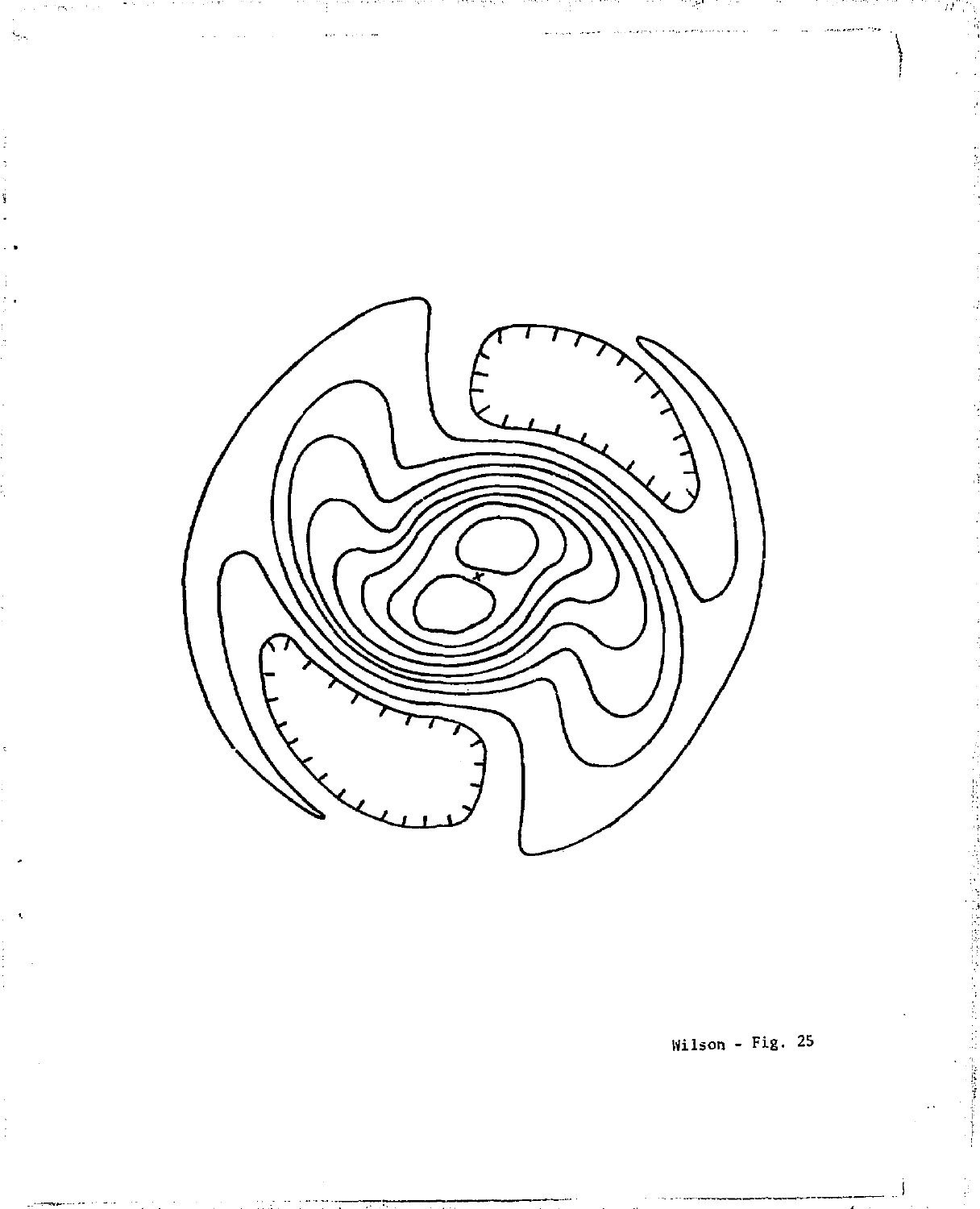Wilson - Fig. 25